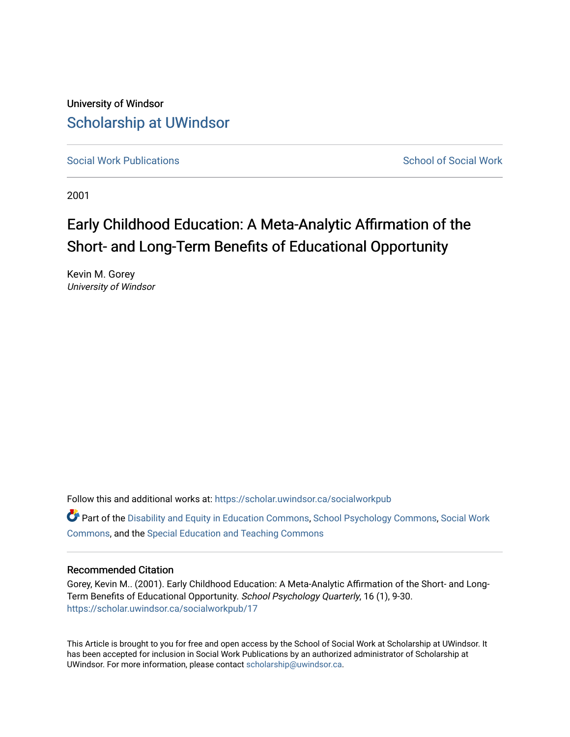University of Windsor

# Scholarship at UWindsor

Social Work Publications

School of Social Work

2001

# Early Childhood Education: A Meta-Analytic Affirmation of the Short- and Long-Term Benefits of Educational Opportunity

Kevin M. Gorey
*University of Windsor*

Follow this and additional works at: https://scholar.uwindsor.ca/socialworkpub

Part of the Disability and Equity in Education Commons, School Psychology Commons, Social Work Commons, and the Special Education and Teaching Commons

## Recommended Citation

Gorey, Kevin M.. (2001). Early Childhood Education: A Meta-Analytic Affirmation of the Short- and Long-Term Benefits of Educational Opportunity. *School Psychology Quarterly*, 16 (1), 9-30.
https://scholar.uwindsor.ca/socialworkpub/17

This Article is brought to you for free and open access by the School of Social Work at Scholarship at UWindsor. It has been accepted for inclusion in Social Work Publications by an authorized administrator of Scholarship at UWindsor. For more information, please contact scholarship@uwindsor.ca.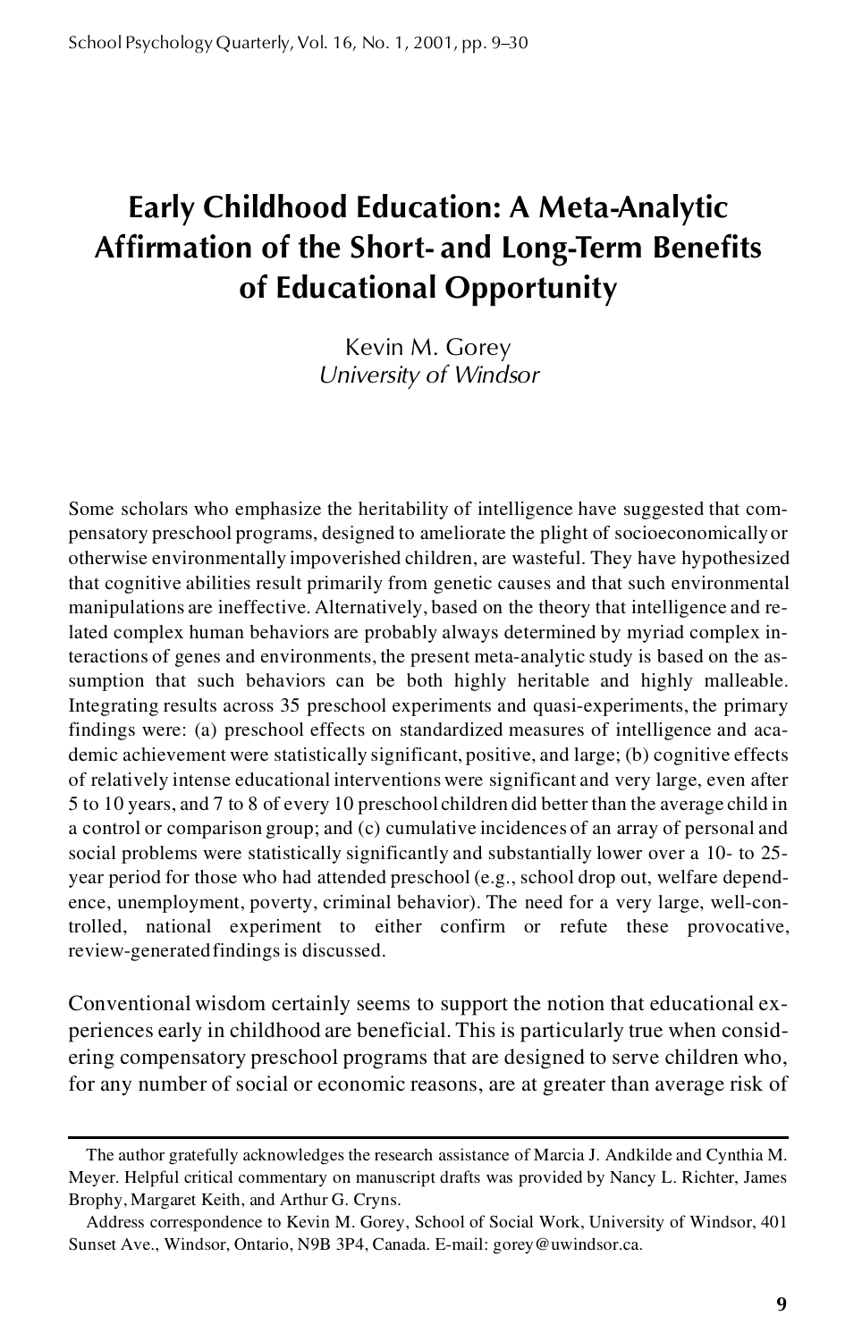# Early Childhood Education: A Meta-Analytic Affirmation of the Short- and Long-Term Benefits of Educational Opportunity

Kevin M. Gorey
*University of Windsor*

Some scholars who emphasize the heritability of intelligence have suggested that compensatory preschool programs, designed to ameliorate the plight of socioeconomically or otherwise environmentally impoverished children, are wasteful. They have hypothesized that cognitive abilities result primarily from genetic causes and that such environmental manipulations are ineffective. Alternatively, based on the theory that intelligence and related complex human behaviors are probably always determined by myriad complex interactions of genes and environments, the present meta-analytic study is based on the assumption that such behaviors can be both highly heritable and highly malleable. Integrating results across 35 preschool experiments and quasi-experiments, the primary findings were: (a) preschool effects on standardized measures of intelligence and academic achievement were statistically significant, positive, and large; (b) cognitive effects of relatively intense educational interventions were significant and very large, even after 5 to 10 years, and 7 to 8 of every 10 preschool children did better than the average child in a control or comparison group; and (c) cumulative incidences of an array of personal and social problems were statistically significantly and substantially lower over a 10- to 25-year period for those who had attended preschool (e.g., school drop out, welfare dependence, unemployment, poverty, criminal behavior). The need for a very large, well-controlled, national experiment to either confirm or refute these provocative, review-generated findings is discussed.

Conventional wisdom certainly seems to support the notion that educational experiences early in childhood are beneficial. This is particularly true when considering compensatory preschool programs that are designed to serve children who, for any number of social or economic reasons, are at greater than average risk of

---

The author gratefully acknowledges the research assistance of Marcia J. Andkilde and Cynthia M. Meyer. Helpful critical commentary on manuscript drafts was provided by Nancy L. Richter, James Brophy, Margaret Keith, and Arthur G. Cryns.

Address correspondence to Kevin M. Gorey, School of Social Work, University of Windsor, 401 Sunset Ave., Windsor, Ontario, N9B 3P4, Canada. E-mail: gorey@uwindsor.ca.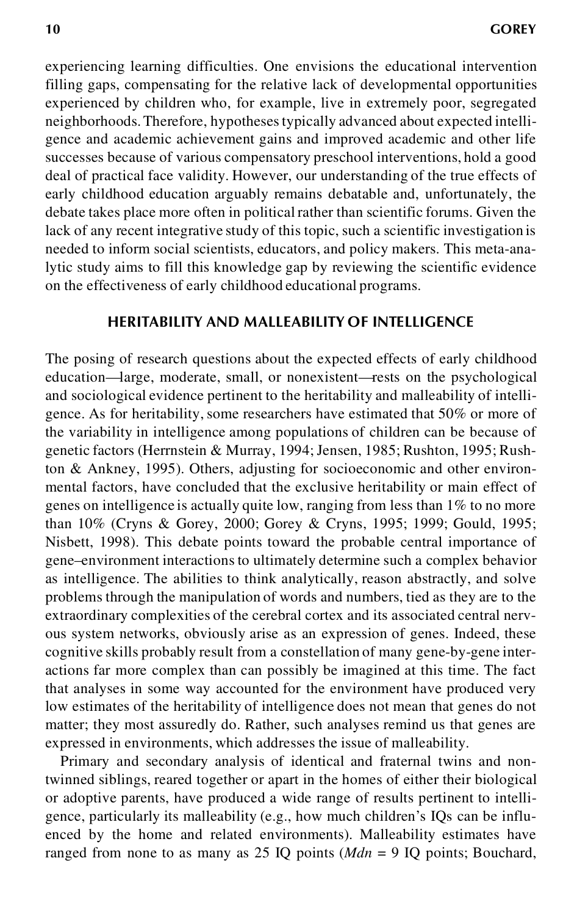experiencing learning difficulties. One envisions the educational intervention filling gaps, compensating for the relative lack of developmental opportunities experienced by children who, for example, live in extremely poor, segregated neighborhoods. Therefore, hypotheses typically advanced about expected intelligence and academic achievement gains and improved academic and other life successes because of various compensatory preschool interventions, hold a good deal of practical face validity. However, our understanding of the true effects of early childhood education arguably remains debatable and, unfortunately, the debate takes place more often in political rather than scientific forums. Given the lack of any recent integrative study of this topic, such a scientific investigation is needed to inform social scientists, educators, and policy makers. This meta-analytic study aims to fill this knowledge gap by reviewing the scientific evidence on the effectiveness of early childhood educational programs.

## HERITABILITY AND MALLEABILITY OF INTELLIGENCE

The posing of research questions about the expected effects of early childhood education—large, moderate, small, or nonexistent—rests on the psychological and sociological evidence pertinent to the heritability and malleability of intelligence. As for heritability, some researchers have estimated that 50% or more of the variability in intelligence among populations of children can be because of genetic factors (Herrnstein & Murray, 1994; Jensen, 1985; Rushton, 1995; Rushton & Ankney, 1995). Others, adjusting for socioeconomic and other environmental factors, have concluded that the exclusive heritability or main effect of genes on intelligence is actually quite low, ranging from less than 1% to no more than 10% (Cryns & Gorey, 2000; Gorey & Cryns, 1995; 1999; Gould, 1995; Nisbett, 1998). This debate points toward the probable central importance of gene–environment interactions to ultimately determine such a complex behavior as intelligence. The abilities to think analytically, reason abstractly, and solve problems through the manipulation of words and numbers, tied as they are to the extraordinary complexities of the cerebral cortex and its associated central nervous system networks, obviously arise as an expression of genes. Indeed, these cognitive skills probably result from a constellation of many gene-by-gene interactions far more complex than can possibly be imagined at this time. The fact that analyses in some way accounted for the environment have produced very low estimates of the heritability of intelligence does not mean that genes do not matter; they most assuredly do. Rather, such analyses remind us that genes are expressed in environments, which addresses the issue of malleability.

Primary and secondary analysis of identical and fraternal twins and non-twinned siblings, reared together or apart in the homes of either their biological or adoptive parents, have produced a wide range of results pertinent to intelligence, particularly its malleability (e.g., how much children's IQs can be influenced by the home and related environments). Malleability estimates have ranged from none to as many as 25 IQ points (*Mdn* = 9 IQ points; Bouchard,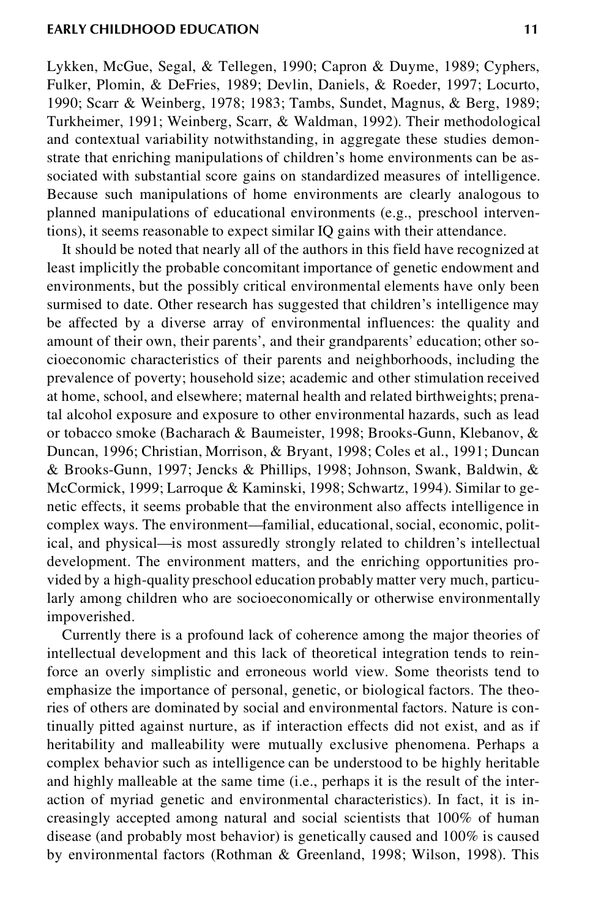Lykken, McGue, Segal, & Tellegen, 1990; Capron & Duyme, 1989; Cyphers, Fulker, Plomin, & DeFries, 1989; Devlin, Daniels, & Roeder, 1997; Locurto, 1990; Scarr & Weinberg, 1978; 1983; Tambs, Sundet, Magnus, & Berg, 1989; Turkheimer, 1991; Weinberg, Scarr, & Waldman, 1992). Their methodological and contextual variability notwithstanding, in aggregate these studies demonstrate that enriching manipulations of children's home environments can be associated with substantial score gains on standardized measures of intelligence. Because such manipulations of home environments are clearly analogous to planned manipulations of educational environments (e.g., preschool interventions), it seems reasonable to expect similar IQ gains with their attendance.

It should be noted that nearly all of the authors in this field have recognized at least implicitly the probable concomitant importance of genetic endowment and environments, but the possibly critical environmental elements have only been surmised to date. Other research has suggested that children's intelligence may be affected by a diverse array of environmental influences: the quality and amount of their own, their parents', and their grandparents' education; other socioeconomic characteristics of their parents and neighborhoods, including the prevalence of poverty; household size; academic and other stimulation received at home, school, and elsewhere; maternal health and related birthweights; prenatal alcohol exposure and exposure to other environmental hazards, such as lead or tobacco smoke (Bacharach & Baumeister, 1998; Brooks-Gunn, Klebanov, & Duncan, 1996; Christian, Morrison, & Bryant, 1998; Coles et al., 1991; Duncan & Brooks-Gunn, 1997; Jencks & Phillips, 1998; Johnson, Swank, Baldwin, & McCormick, 1999; Larroque & Kaminski, 1998; Schwartz, 1994). Similar to genetic effects, it seems probable that the environment also affects intelligence in complex ways. The environment—familial, educational, social, economic, political, and physical—is most assuredly strongly related to children's intellectual development. The environment matters, and the enriching opportunities provided by a high-quality preschool education probably matter very much, particularly among children who are socioeconomically or otherwise environmentally impoverished.

Currently there is a profound lack of coherence among the major theories of intellectual development and this lack of theoretical integration tends to reinforce an overly simplistic and erroneous world view. Some theorists tend to emphasize the importance of personal, genetic, or biological factors. The theories of others are dominated by social and environmental factors. Nature is continually pitted against nurture, as if interaction effects did not exist, and as if heritability and malleability were mutually exclusive phenomena. Perhaps a complex behavior such as intelligence can be understood to be highly heritable and highly malleable at the same time (i.e., perhaps it is the result of the interaction of myriad genetic and environmental characteristics). In fact, it is increasingly accepted among natural and social scientists that 100% of human disease (and probably most behavior) is genetically caused and 100% is caused by environmental factors (Rothman & Greenland, 1998; Wilson, 1998). This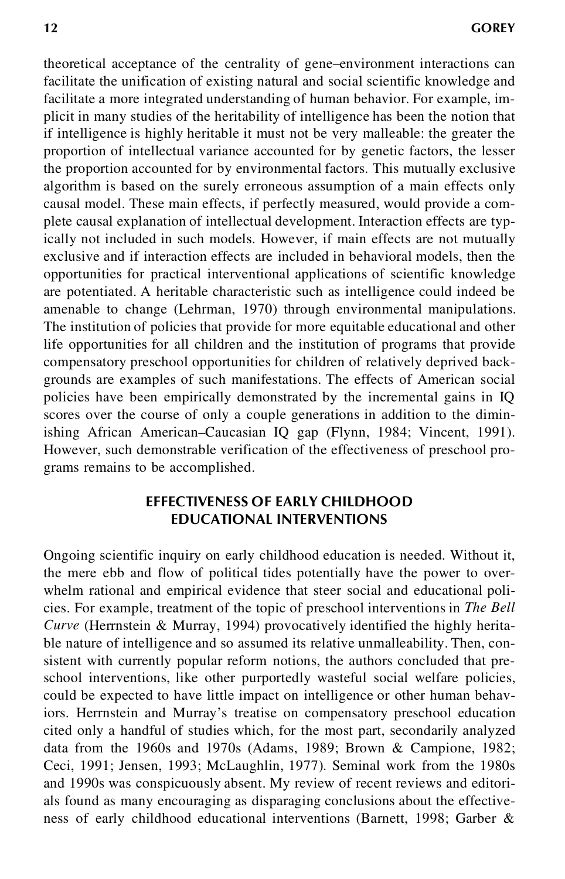theoretical acceptance of the centrality of gene–environment interactions can facilitate the unification of existing natural and social scientific knowledge and facilitate a more integrated understanding of human behavior. For example, implicit in many studies of the heritability of intelligence has been the notion that if intelligence is highly heritable it must not be very malleable: the greater the proportion of intellectual variance accounted for by genetic factors, the lesser the proportion accounted for by environmental factors. This mutually exclusive algorithm is based on the surely erroneous assumption of a main effects only causal model. These main effects, if perfectly measured, would provide a complete causal explanation of intellectual development. Interaction effects are typically not included in such models. However, if main effects are not mutually exclusive and if interaction effects are included in behavioral models, then the opportunities for practical interventional applications of scientific knowledge are potentiated. A heritable characteristic such as intelligence could indeed be amenable to change (Lehrman, 1970) through environmental manipulations. The institution of policies that provide for more equitable educational and other life opportunities for all children and the institution of programs that provide compensatory preschool opportunities for children of relatively deprived backgrounds are examples of such manifestations. The effects of American social policies have been empirically demonstrated by the incremental gains in IQ scores over the course of only a couple generations in addition to the diminishing African American–Caucasian IQ gap (Flynn, 1984; Vincent, 1991). However, such demonstrable verification of the effectiveness of preschool programs remains to be accomplished.

## EFFECTIVENESS OF EARLY CHILDHOOD EDUCATIONAL INTERVENTIONS

Ongoing scientific inquiry on early childhood education is needed. Without it, the mere ebb and flow of political tides potentially have the power to overwhelm rational and empirical evidence that steer social and educational policies. For example, treatment of the topic of preschool interventions in *The Bell Curve* (Herrnstein & Murray, 1994) provocatively identified the highly heritable nature of intelligence and so assumed its relative unmalleability. Then, consistent with currently popular reform notions, the authors concluded that preschool interventions, like other purportedly wasteful social welfare policies, could be expected to have little impact on intelligence or other human behaviors. Herrnstein and Murray's treatise on compensatory preschool education cited only a handful of studies which, for the most part, secondarily analyzed data from the 1960s and 1970s (Adams, 1989; Brown & Campione, 1982; Ceci, 1991; Jensen, 1993; McLaughlin, 1977). Seminal work from the 1980s and 1990s was conspicuously absent. My review of recent reviews and editorials found as many encouraging as disparaging conclusions about the effectiveness of early childhood educational interventions (Barnett, 1998; Garber &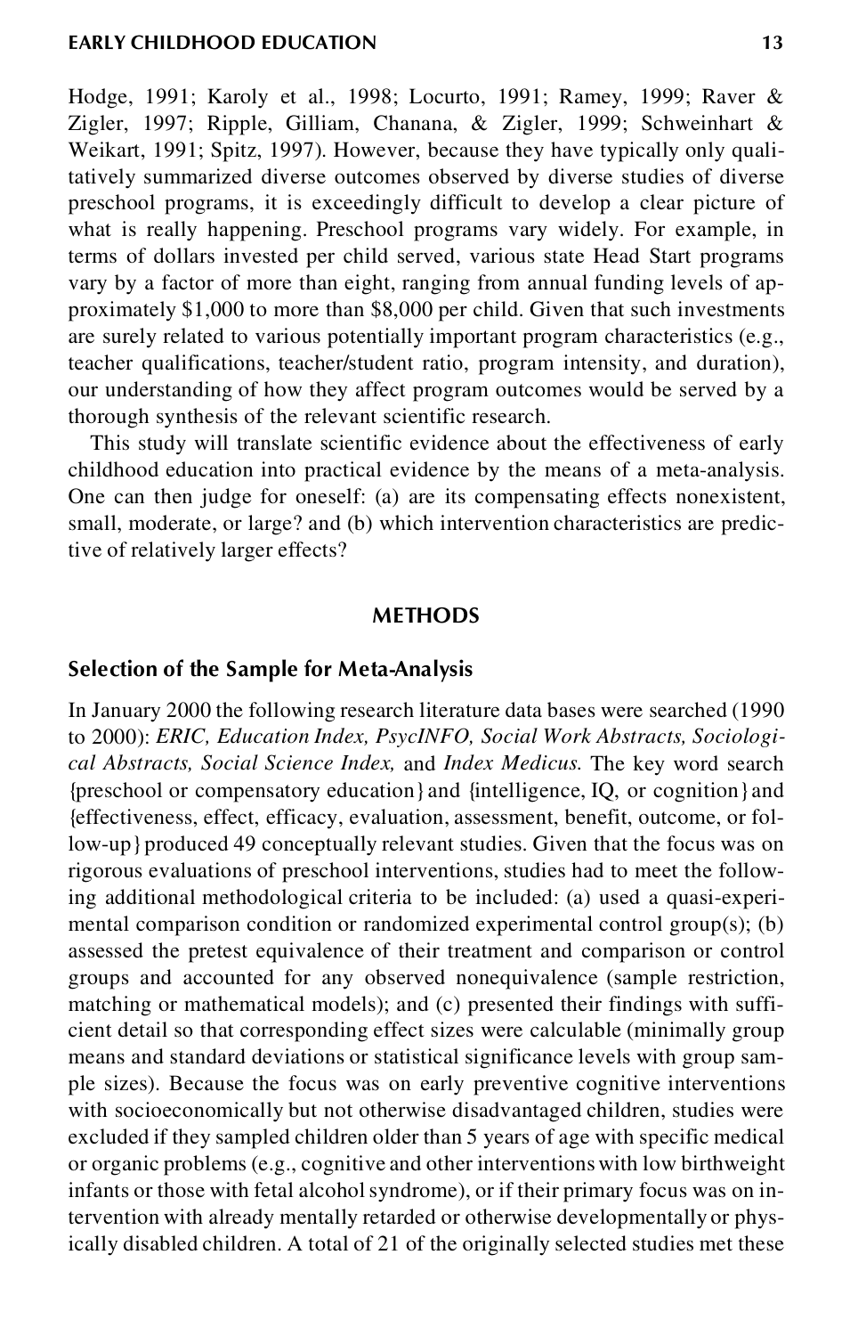Hodge, 1991; Karoly et al., 1998; Locurto, 1991; Ramey, 1999; Raver & Zigler, 1997; Ripple, Gilliam, Chanana, & Zigler, 1999; Schweinhart & Weikart, 1991; Spitz, 1997). However, because they have typically only qualitatively summarized diverse outcomes observed by diverse studies of diverse preschool programs, it is exceedingly difficult to develop a clear picture of what is really happening. Preschool programs vary widely. For example, in terms of dollars invested per child served, various state Head Start programs vary by a factor of more than eight, ranging from annual funding levels of approximately $1,000 to more than $8,000 per child. Given that such investments are surely related to various potentially important program characteristics (e.g., teacher qualifications, teacher/student ratio, program intensity, and duration), our understanding of how they affect program outcomes would be served by a thorough synthesis of the relevant scientific research.

This study will translate scientific evidence about the effectiveness of early childhood education into practical evidence by the means of a meta-analysis. One can then judge for oneself: (a) are its compensating effects nonexistent, small, moderate, or large? and (b) which intervention characteristics are predictive of relatively larger effects?

## METHODS

### Selection of the Sample for Meta-Analysis

In January 2000 the following research literature data bases were searched (1990 to 2000): *ERIC, Education Index, PsycINFO, Social Work Abstracts, Sociological Abstracts, Social Science Index,* and *Index Medicus.* The key word search {preschool or compensatory education} and {intelligence, IQ, or cognition} and {effectiveness, effect, efficacy, evaluation, assessment, benefit, outcome, or follow-up} produced 49 conceptually relevant studies. Given that the focus was on rigorous evaluations of preschool interventions, studies had to meet the following additional methodological criteria to be included: (a) used a quasi-experimental comparison condition or randomized experimental control group(s); (b) assessed the pretest equivalence of their treatment and comparison or control groups and accounted for any observed nonequivalence (sample restriction, matching or mathematical models); and (c) presented their findings with sufficient detail so that corresponding effect sizes were calculable (minimally group means and standard deviations or statistical significance levels with group sample sizes). Because the focus was on early preventive cognitive interventions with socioeconomically but not otherwise disadvantaged children, studies were excluded if they sampled children older than 5 years of age with specific medical or organic problems (e.g., cognitive and other interventions with low birthweight infants or those with fetal alcohol syndrome), or if their primary focus was on intervention with already mentally retarded or otherwise developmentally or physically disabled children. A total of 21 of the originally selected studies met these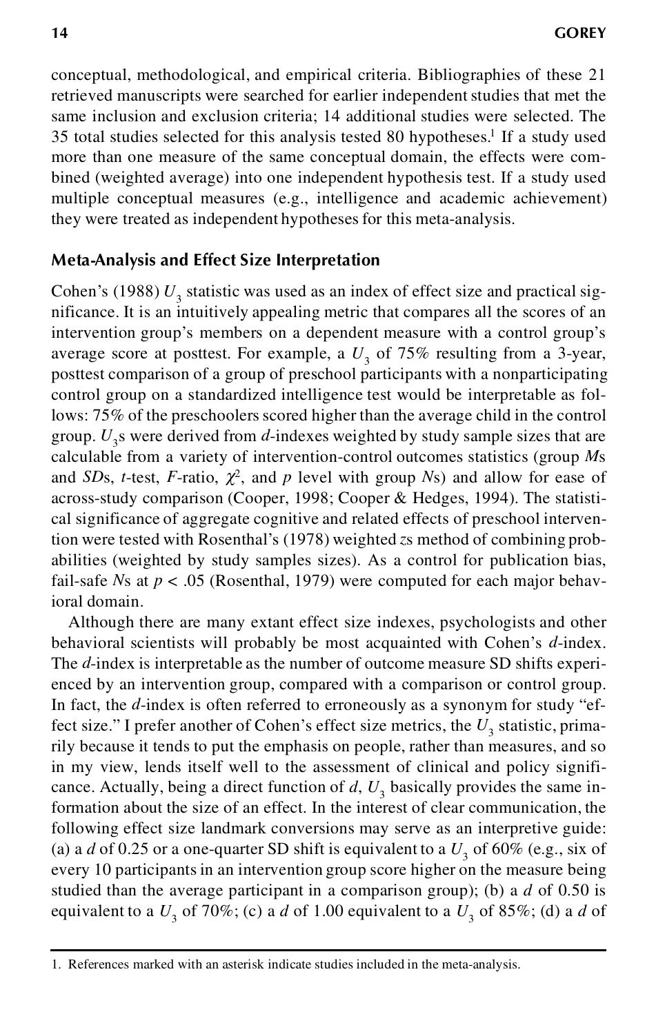conceptual, methodological, and empirical criteria. Bibliographies of these 21 retrieved manuscripts were searched for earlier independent studies that met the same inclusion and exclusion criteria; 14 additional studies were selected. The 35 total studies selected for this analysis tested 80 hypotheses.[1] If a study used more than one measure of the same conceptual domain, the effects were combined (weighted average) into one independent hypothesis test. If a study used multiple conceptual measures (e.g., intelligence and academic achievement) they were treated as independent hypotheses for this meta-analysis.

## Meta-Analysis and Effect Size Interpretation

Cohen's (1988) $U_3$ statistic was used as an index of effect size and practical significance. It is an intuitively appealing metric that compares all the scores of an intervention group's members on a dependent measure with a control group's average score at posttest. For example, a $U_3$ of 75% resulting from a 3-year, posttest comparison of a group of preschool participants with a nonparticipating control group on a standardized intelligence test would be interpretable as follows: 75% of the preschoolers scored higher than the average child in the control group. $U_3$s were derived from *d*-indexes weighted by study sample sizes that are calculable from a variety of intervention-control outcomes statistics (group *M*s and *SD*s, *t*-test, *F*-ratio, $\chi^2$, and *p* level with group *N*s) and allow for ease of across-study comparison (Cooper, 1998; Cooper & Hedges, 1994). The statistical significance of aggregate cognitive and related effects of preschool intervention were tested with Rosenthal's (1978) weighted *z*s method of combining probabilities (weighted by study samples sizes). As a control for publication bias, fail-safe *N*s at $p < .05$ (Rosenthal, 1979) were computed for each major behavioral domain.

Although there are many extant effect size indexes, psychologists and other behavioral scientists will probably be most acquainted with Cohen's *d*-index. The *d*-index is interpretable as the number of outcome measure SD shifts experienced by an intervention group, compared with a comparison or control group. In fact, the *d*-index is often referred to erroneously as a synonym for study "effect size." I prefer another of Cohen's effect size metrics, the $U_3$ statistic, primarily because it tends to put the emphasis on people, rather than measures, and so in my view, lends itself well to the assessment of clinical and policy significance. Actually, being a direct function of *d*, $U_3$ basically provides the same information about the size of an effect. In the interest of clear communication, the following effect size landmark conversions may serve as an interpretive guide: (a) a *d* of 0.25 or a one-quarter SD shift is equivalent to a $U_3$ of 60% (e.g., six of every 10 participants in an intervention group score higher on the measure being studied than the average participant in a comparison group); (b) a *d* of 0.50 is equivalent to a $U_3$ of 70%; (c) a *d* of 1.00 equivalent to a $U_3$ of 85%; (d) a *d* of

1. References marked with an asterisk indicate studies included in the meta-analysis.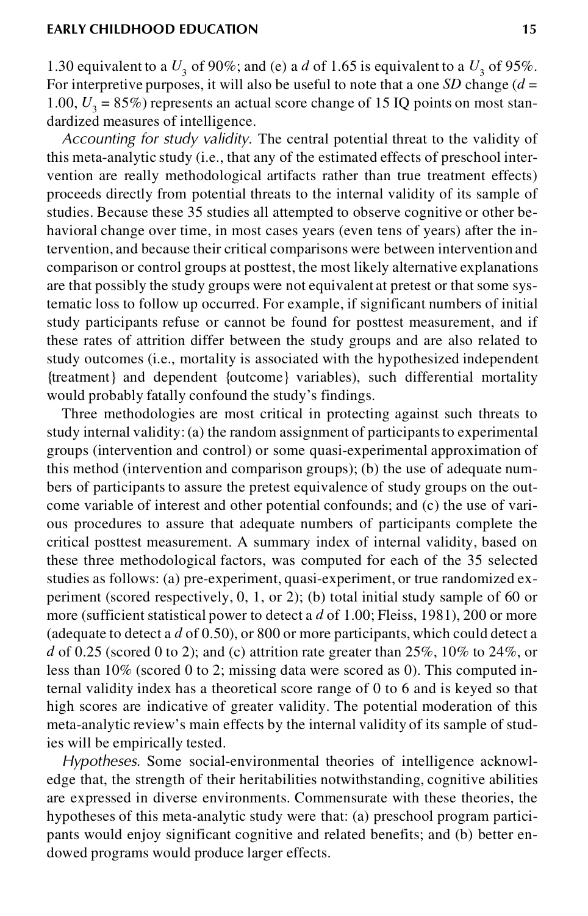1.30 equivalent to a $U_3$ of 90%; and (e) a $d$ of 1.65 is equivalent to a $U_3$ of 95%. For interpretive purposes, it will also be useful to note that a one *SD* change ($d$ = 1.00, $U_3$ = 85%) represents an actual score change of 15 IQ points on most standardized measures of intelligence.

*Accounting for study validity.* The central potential threat to the validity of this meta-analytic study (i.e., that any of the estimated effects of preschool intervention are really methodological artifacts rather than true treatment effects) proceeds directly from potential threats to the internal validity of its sample of studies. Because these 35 studies all attempted to observe cognitive or other behavioral change over time, in most cases years (even tens of years) after the intervention, and because their critical comparisons were between intervention and comparison or control groups at posttest, the most likely alternative explanations are that possibly the study groups were not equivalent at pretest or that some systematic loss to follow up occurred. For example, if significant numbers of initial study participants refuse or cannot be found for posttest measurement, and if these rates of attrition differ between the study groups and are also related to study outcomes (i.e., mortality is associated with the hypothesized independent {treatment} and dependent {outcome} variables), such differential mortality would probably fatally confound the study's findings.

Three methodologies are most critical in protecting against such threats to study internal validity: (a) the random assignment of participants to experimental groups (intervention and control) or some quasi-experimental approximation of this method (intervention and comparison groups); (b) the use of adequate numbers of participants to assure the pretest equivalence of study groups on the outcome variable of interest and other potential confounds; and (c) the use of various procedures to assure that adequate numbers of participants complete the critical posttest measurement. A summary index of internal validity, based on these three methodological factors, was computed for each of the 35 selected studies as follows: (a) pre-experiment, quasi-experiment, or true randomized experiment (scored respectively, 0, 1, or 2); (b) total initial study sample of 60 or more (sufficient statistical power to detect a $d$ of 1.00; Fleiss, 1981), 200 or more (adequate to detect a $d$ of 0.50), or 800 or more participants, which could detect a $d$ of 0.25 (scored 0 to 2); and (c) attrition rate greater than 25%, 10% to 24%, or less than 10% (scored 0 to 2; missing data were scored as 0). This computed internal validity index has a theoretical score range of 0 to 6 and is keyed so that high scores are indicative of greater validity. The potential moderation of this meta-analytic review's main effects by the internal validity of its sample of studies will be empirically tested.

*Hypotheses.* Some social-environmental theories of intelligence acknowledge that, the strength of their heritabilities notwithstanding, cognitive abilities are expressed in diverse environments. Commensurate with these theories, the hypotheses of this meta-analytic study were that: (a) preschool program participants would enjoy significant cognitive and related benefits; and (b) better endowed programs would produce larger effects.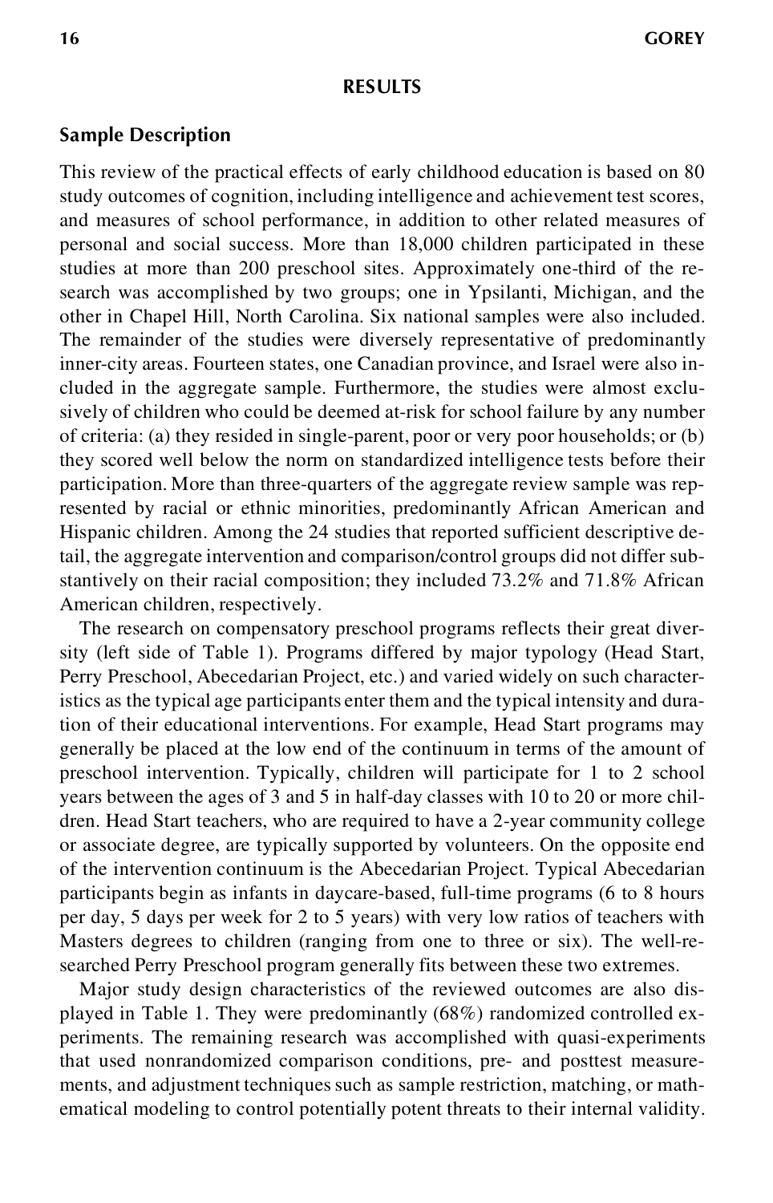## RESULTS

### Sample Description

This review of the practical effects of early childhood education is based on 80 study outcomes of cognition, including intelligence and achievement test scores, and measures of school performance, in addition to other related measures of personal and social success. More than 18,000 children participated in these studies at more than 200 preschool sites. Approximately one-third of the research was accomplished by two groups; one in Ypsilanti, Michigan, and the other in Chapel Hill, North Carolina. Six national samples were also included. The remainder of the studies were diversely representative of predominantly inner-city areas. Fourteen states, one Canadian province, and Israel were also included in the aggregate sample. Furthermore, the studies were almost exclusively of children who could be deemed at-risk for school failure by any number of criteria: (a) they resided in single-parent, poor or very poor households; or (b) they scored well below the norm on standardized intelligence tests before their participation. More than three-quarters of the aggregate review sample was represented by racial or ethnic minorities, predominantly African American and Hispanic children. Among the 24 studies that reported sufficient descriptive detail, the aggregate intervention and comparison/control groups did not differ substantively on their racial composition; they included 73.2% and 71.8% African American children, respectively.

The research on compensatory preschool programs reflects their great diversity (left side of Table 1). Programs differed by major typology (Head Start, Perry Preschool, Abecedarian Project, etc.) and varied widely on such characteristics as the typical age participants enter them and the typical intensity and duration of their educational interventions. For example, Head Start programs may generally be placed at the low end of the continuum in terms of the amount of preschool intervention. Typically, children will participate for 1 to 2 school years between the ages of 3 and 5 in half-day classes with 10 to 20 or more children. Head Start teachers, who are required to have a 2-year community college or associate degree, are typically supported by volunteers. On the opposite end of the intervention continuum is the Abecedarian Project. Typical Abecedarian participants begin as infants in daycare-based, full-time programs (6 to 8 hours per day, 5 days per week for 2 to 5 years) with very low ratios of teachers with Masters degrees to children (ranging from one to three or six). The well-researched Perry Preschool program generally fits between these two extremes.

Major study design characteristics of the reviewed outcomes are also displayed in Table 1. They were predominantly (68%) randomized controlled experiments. The remaining research was accomplished with quasi-experiments that used nonrandomized comparison conditions, pre- and posttest measurements, and adjustment techniques such as sample restriction, matching, or mathematical modeling to control potentially potent threats to their internal validity.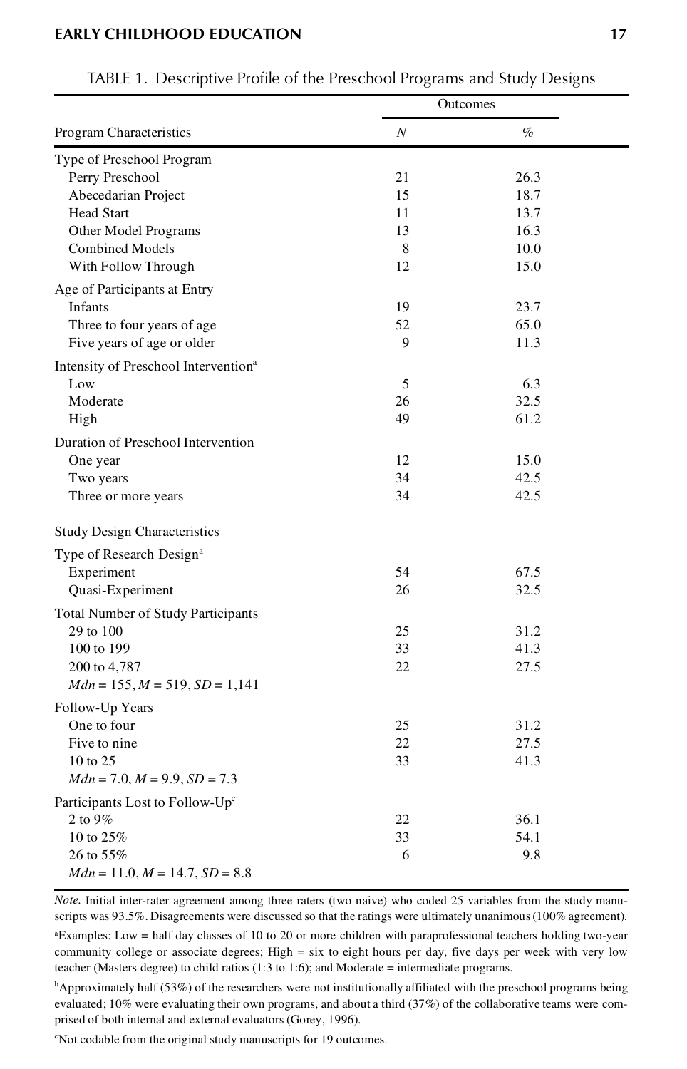TABLE 1. Descriptive Profile of the Preschool Programs and Study Designs

| Program Characteristics | Outcomes | |
|---|---|---|
| | *N* | % |
| **Type of Preschool Program** | | |
| Perry Preschool | 21 | 26.3 |
| Abecedarian Project | 15 | 18.7 |
| Head Start | 11 | 13.7 |
| Other Model Programs | 13 | 16.3 |
| Combined Models | 8 | 10.0 |
| With Follow Through | 12 | 15.0 |
| **Age of Participants at Entry** | | |
| Infants | 19 | 23.7 |
| Three to four years of age | 52 | 65.0 |
| Five years of age or older | 9 | 11.3 |
| **Intensity of Preschool Intervention**[a] | | |
| Low | 5 | 6.3 |
| Moderate | 26 | 32.5 |
| High | 49 | 61.2 |
| **Duration of Preschool Intervention** | | |
| One year | 12 | 15.0 |
| Two years | 34 | 42.5 |
| Three or more years | 34 | 42.5 |
| **Study Design Characteristics** | | |
| **Type of Research Design**[a] | | |
| Experiment | 54 | 67.5 |
| Quasi-Experiment | 26 | 32.5 |
| **Total Number of Study Participants** | | |
| 29 to 100 | 25 | 31.2 |
| 100 to 199 | 33 | 41.3 |
| 200 to 4,787 | 22 | 27.5 |
| *Mdn* = 155, *M* = 519, *SD* = 1,141 | | |
| **Follow-Up Years** | | |
| One to four | 25 | 31.2 |
| Five to nine | 22 | 27.5 |
| 10 to 25 | 33 | 41.3 |
| *Mdn* = 7.0, *M* = 9.9, *SD* = 7.3 | | |
| **Participants Lost to Follow-Up**[c] | | |
| 2 to 9% | 22 | 36.1 |
| 10 to 25% | 33 | 54.1 |
| 26 to 55% | 6 | 9.8 |
| *Mdn* = 11.0, *M* = 14.7, *SD* = 8.8 | | |

*Note.* Initial inter-rater agreement among three raters (two naive) who coded 25 variables from the study manuscripts was 93.5%. Disagreements were discussed so that the ratings were ultimately unanimous (100% agreement).

[a]Examples: Low = half day classes of 10 to 20 or more children with paraprofessional teachers holding two-year community college or associate degrees; High = six to eight hours per day, five days per week with very low teacher (Masters degree) to child ratios (1:3 to 1:6); and Moderate = intermediate programs.

[b]Approximately half (53%) of the researchers were not institutionally affiliated with the preschool programs being evaluated; 10% were evaluating their own programs, and about a third (37%) of the collaborative teams were comprised of both internal and external evaluators (Gorey, 1996).

[c]Not codable from the original study manuscripts for 19 outcomes.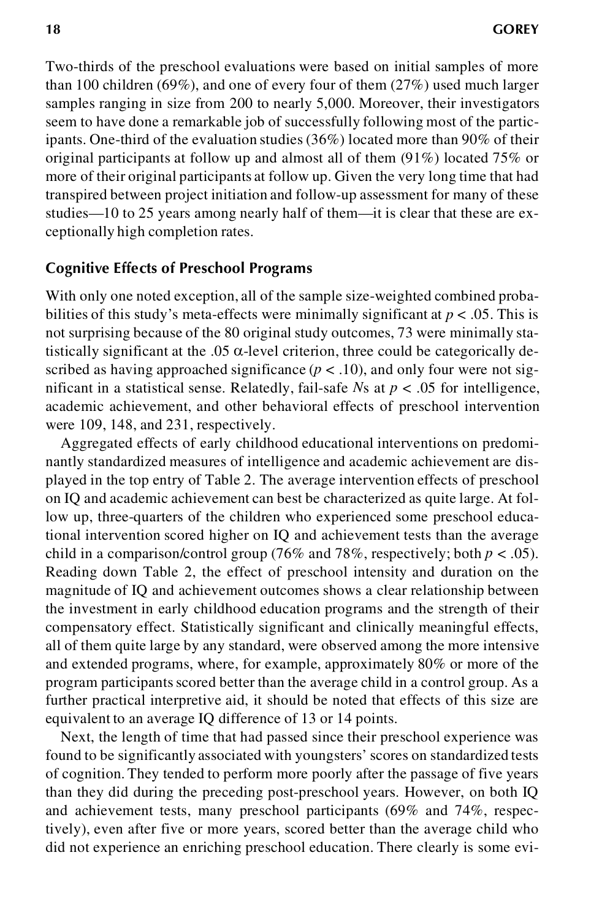Two-thirds of the preschool evaluations were based on initial samples of more than 100 children (69%), and one of every four of them (27%) used much larger samples ranging in size from 200 to nearly 5,000. Moreover, their investigators seem to have done a remarkable job of successfully following most of the participants. One-third of the evaluation studies (36%) located more than 90% of their original participants at follow up and almost all of them (91%) located 75% or more of their original participants at follow up. Given the very long time that had transpired between project initiation and follow-up assessment for many of these studies—10 to 25 years among nearly half of them—it is clear that these are exceptionally high completion rates.

### Cognitive Effects of Preschool Programs

With only one noted exception, all of the sample size-weighted combined probabilities of this study's meta-effects were minimally significant at $p < .05$. This is not surprising because of the 80 original study outcomes, 73 were minimally statistically significant at the .05 $\alpha$-level criterion, three could be categorically described as having approached significance ($p < .10$), and only four were not significant in a statistical sense. Relatedly, fail-safe $N$s at $p < .05$ for intelligence, academic achievement, and other behavioral effects of preschool intervention were 109, 148, and 231, respectively.

Aggregated effects of early childhood educational interventions on predominantly standardized measures of intelligence and academic achievement are displayed in the top entry of Table 2. The average intervention effects of preschool on IQ and academic achievement can best be characterized as quite large. At follow up, three-quarters of the children who experienced some preschool educational intervention scored higher on IQ and achievement tests than the average child in a comparison/control group (76% and 78%, respectively; both $p < .05$). Reading down Table 2, the effect of preschool intensity and duration on the magnitude of IQ and achievement outcomes shows a clear relationship between the investment in early childhood education programs and the strength of their compensatory effect. Statistically significant and clinically meaningful effects, all of them quite large by any standard, were observed among the more intensive and extended programs, where, for example, approximately 80% or more of the program participants scored better than the average child in a control group. As a further practical interpretive aid, it should be noted that effects of this size are equivalent to an average IQ difference of 13 or 14 points.

Next, the length of time that had passed since their preschool experience was found to be significantly associated with youngsters' scores on standardized tests of cognition. They tended to perform more poorly after the passage of five years than they did during the preceding post-preschool years. However, on both IQ and achievement tests, many preschool participants (69% and 74%, respectively), even after five or more years, scored better than the average child who did not experience an enriching preschool education. There clearly is some evi-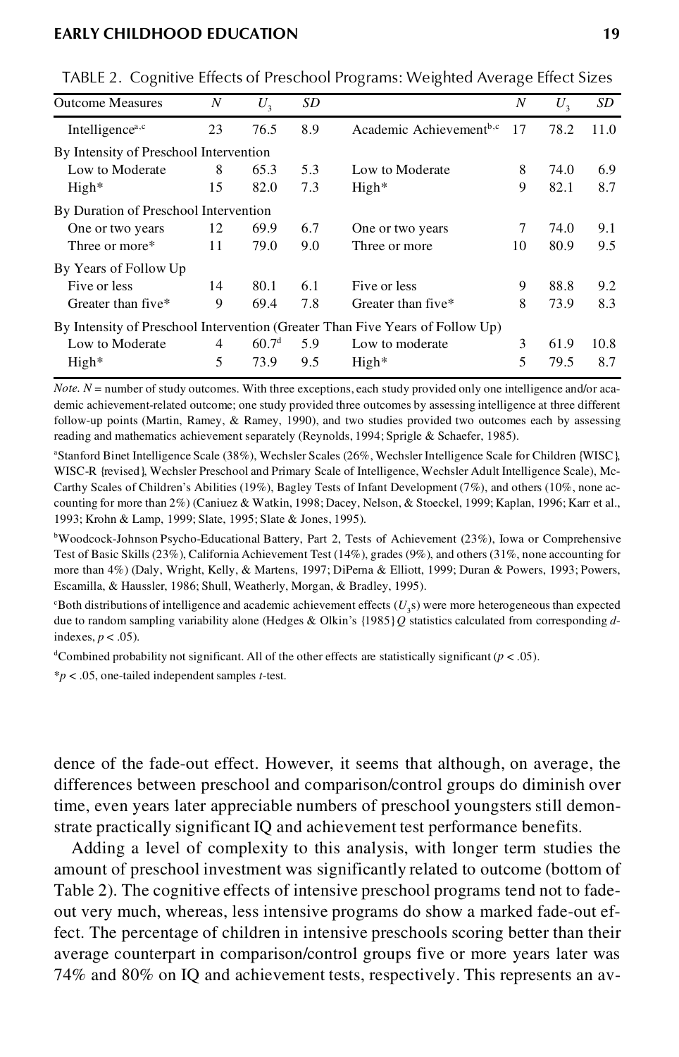TABLE 2. Cognitive Effects of Preschool Programs: Weighted Average Effect Sizes

| Outcome Measures | $N$ | $U_3$ | $SD$ | | $N$ | $U_3$ | $SD$ |
|---|---|---|---|---|---|---|---|
| Intelligence[a,c] | 23 | 76.5 | 8.9 | Academic Achievement[b,c] | 17 | 78.2 | 11.0 |
| By Intensity of Preschool Intervention | | | | | | | |
| Low to Moderate | 8 | 65.3 | 5.3 | Low to Moderate | 8 | 74.0 | 6.9 |
| High* | 15 | 82.0 | 7.3 | High* | 9 | 82.1 | 8.7 |
| By Duration of Preschool Intervention | | | | | | | |
| One or two years | 12 | 69.9 | 6.7 | One or two years | 7 | 74.0 | 9.1 |
| Three or more* | 11 | 79.0 | 9.0 | Three or more | 10 | 80.9 | 9.5 |
| By Years of Follow Up | | | | | | | |
| Five or less | 14 | 80.1 | 6.1 | Five or less | 9 | 88.8 | 9.2 |
| Greater than five* | 9 | 69.4 | 7.8 | Greater than five* | 8 | 73.9 | 8.3 |
| By Intensity of Preschool Intervention (Greater Than Five Years of Follow Up) | | | | | | | |
| Low to Moderate | 4 | 60.7[d] | 5.9 | Low to moderate | 3 | 61.9 | 10.8 |
| High* | 5 | 73.9 | 9.5 | High* | 5 | 79.5 | 8.7 |

*Note.* $N$ = number of study outcomes. With three exceptions, each study provided only one intelligence and/or academic achievement-related outcome; one study provided three outcomes by assessing intelligence at three different follow-up points (Martin, Ramey, & Ramey, 1990), and two studies provided two outcomes each by assessing reading and mathematics achievement separately (Reynolds, 1994; Sprigle & Schaefer, 1985).

[a]Stanford Binet Intelligence Scale (38%), Wechsler Scales (26%, Wechsler Intelligence Scale for Children {WISC}, WISC-R {revised}, Wechsler Preschool and Primary Scale of Intelligence, Wechsler Adult Intelligence Scale), McCarthy Scales of Children's Abilities (19%), Bagley Tests of Infant Development (7%), and others (10%, none accounting for more than 2%) (Caniuez & Watkin, 1998; Dacey, Nelson, & Stoeckel, 1999; Kaplan, 1996; Karr et al., 1993; Krohn & Lamp, 1999; Slate, 1995; Slate & Jones, 1995).

[b]Woodcock-Johnson Psycho-Educational Battery, Part 2, Tests of Achievement (23%), Iowa or Comprehensive Test of Basic Skills (23%), California Achievement Test (14%), grades (9%), and others (31%, none accounting for more than 4%) (Daly, Wright, Kelly, & Martens, 1997; DiPerna & Elliott, 1999; Duran & Powers, 1993; Powers, Escamilla, & Haussler, 1986; Shull, Weatherly, Morgan, & Bradley, 1995).

[c]Both distributions of intelligence and academic achievement effects ($U_3$s) were more heterogeneous than expected due to random sampling variability alone (Hedges & Olkin's {1985} $Q$ statistics calculated from corresponding $d$-indexes, $p < .05$).

[d]Combined probability not significant. All of the other effects are statistically significant ($p < .05$).

*$p < .05$, one-tailed independent samples $t$-test.

dence of the fade-out effect. However, it seems that although, on average, the differences between preschool and comparison/control groups do diminish over time, even years later appreciable numbers of preschool youngsters still demonstrate practically significant IQ and achievement test performance benefits.

Adding a level of complexity to this analysis, with longer term studies the amount of preschool investment was significantly related to outcome (bottom of Table 2). The cognitive effects of intensive preschool programs tend not to fade-out very much, whereas, less intensive programs do show a marked fade-out effect. The percentage of children in intensive preschools scoring better than their average counterpart in comparison/control groups five or more years later was 74% and 80% on IQ and achievement tests, respectively. This represents an av-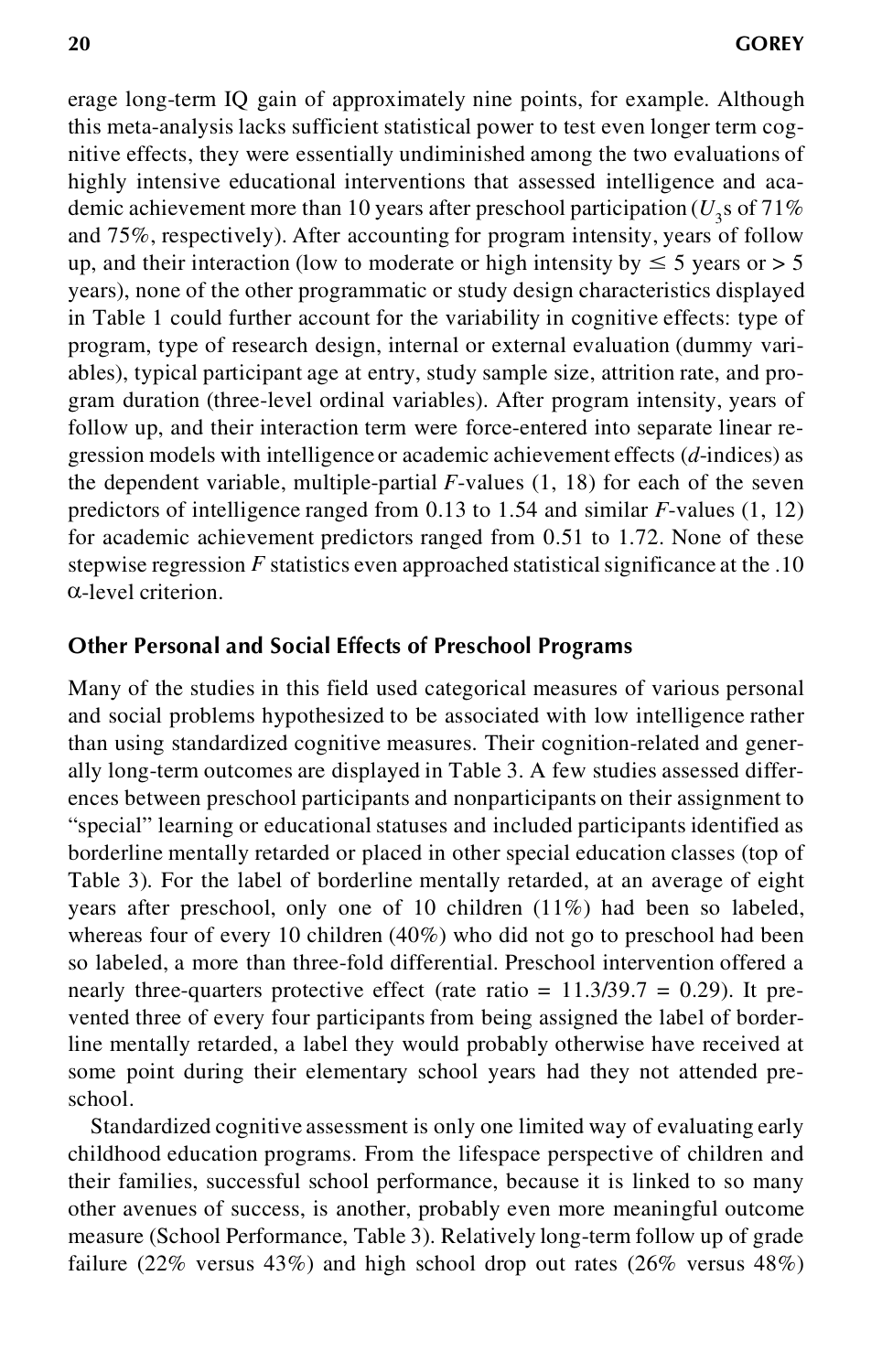erage long-term IQ gain of approximately nine points, for example. Although this meta-analysis lacks sufficient statistical power to test even longer term cognitive effects, they were essentially undiminished among the two evaluations of highly intensive educational interventions that assessed intelligence and academic achievement more than 10 years after preschool participation ($U_3$s of 71% and 75%, respectively). After accounting for program intensity, years of follow up, and their interaction (low to moderate or high intensity by $\leq 5$ years or $> 5$ years), none of the other programmatic or study design characteristics displayed in Table 1 could further account for the variability in cognitive effects: type of program, type of research design, internal or external evaluation (dummy variables), typical participant age at entry, study sample size, attrition rate, and program duration (three-level ordinal variables). After program intensity, years of follow up, and their interaction term were force-entered into separate linear regression models with intelligence or academic achievement effects (*d*-indices) as the dependent variable, multiple-partial $F$-values (1, 18) for each of the seven predictors of intelligence ranged from 0.13 to 1.54 and similar $F$-values (1, 12) for academic achievement predictors ranged from 0.51 to 1.72. None of these stepwise regression $F$ statistics even approached statistical significance at the .10 $\alpha$-level criterion.

### Other Personal and Social Effects of Preschool Programs

Many of the studies in this field used categorical measures of various personal and social problems hypothesized to be associated with low intelligence rather than using standardized cognitive measures. Their cognition-related and generally long-term outcomes are displayed in Table 3. A few studies assessed differences between preschool participants and nonparticipants on their assignment to "special" learning or educational statuses and included participants identified as borderline mentally retarded or placed in other special education classes (top of Table 3). For the label of borderline mentally retarded, at an average of eight years after preschool, only one of 10 children (11%) had been so labeled, whereas four of every 10 children (40%) who did not go to preschool had been so labeled, a more than three-fold differential. Preschool intervention offered a nearly three-quarters protective effect (rate ratio = 11.3/39.7 = 0.29). It prevented three of every four participants from being assigned the label of borderline mentally retarded, a label they would probably otherwise have received at some point during their elementary school years had they not attended preschool.

Standardized cognitive assessment is only one limited way of evaluating early childhood education programs. From the lifespace perspective of children and their families, successful school performance, because it is linked to so many other avenues of success, is another, probably even more meaningful outcome measure (School Performance, Table 3). Relatively long-term follow up of grade failure (22% versus 43%) and high school drop out rates (26% versus 48%)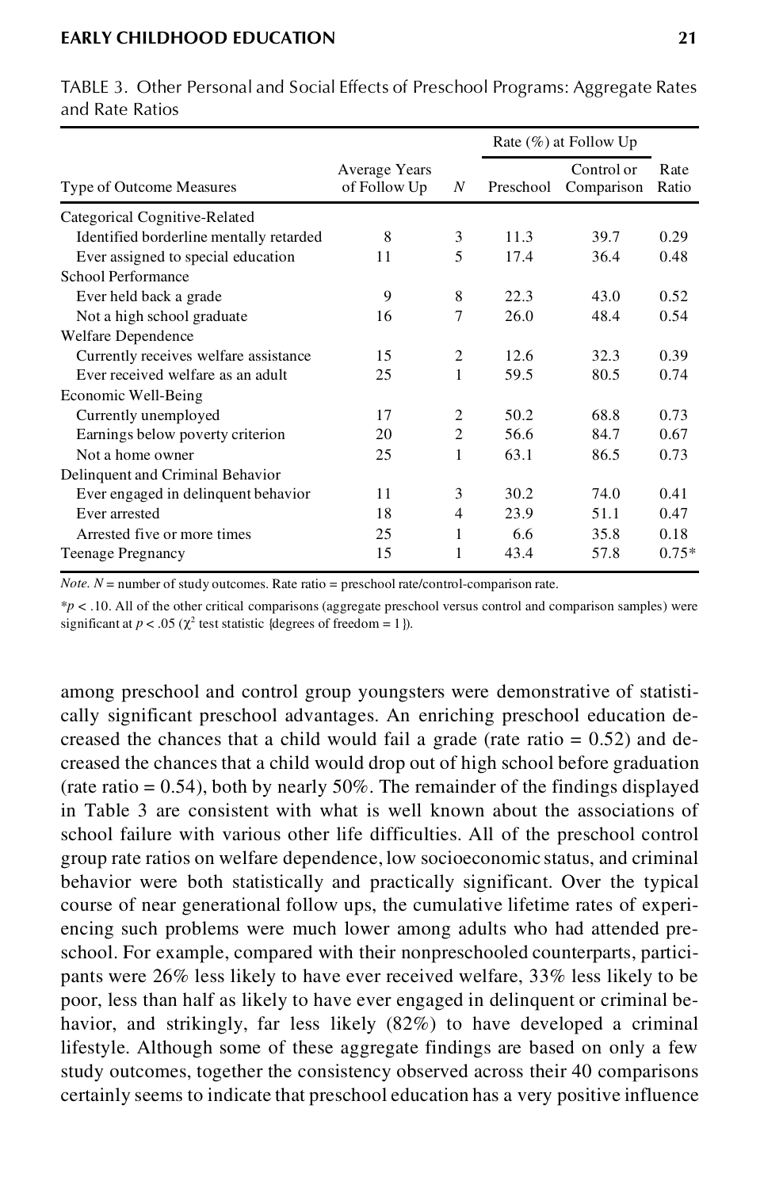TABLE 3. Other Personal and Social Effects of Preschool Programs: Aggregate Rates and Rate Ratios

| Type of Outcome Measures | Average Years of Follow Up | N | Rate (%) at Follow Up | | Rate Ratio |
|---|---|---|---|---|---|
| | | | Preschool | Control or Comparison | |
| Categorical Cognitive-Related | | | | | |
| Identified borderline mentally retarded | 8 | 3 | 11.3 | 39.7 | 0.29 |
| Ever assigned to special education | 11 | 5 | 17.4 | 36.4 | 0.48 |
| School Performance | | | | | |
| Ever held back a grade | 9 | 8 | 22.3 | 43.0 | 0.52 |
| Not a high school graduate | 16 | 7 | 26.0 | 48.4 | 0.54 |
| Welfare Dependence | | | | | |
| Currently receives welfare assistance | 15 | 2 | 12.6 | 32.3 | 0.39 |
| Ever received welfare as an adult | 25 | 1 | 59.5 | 80.5 | 0.74 |
| Economic Well-Being | | | | | |
| Currently unemployed | 17 | 2 | 50.2 | 68.8 | 0.73 |
| Earnings below poverty criterion | 20 | 2 | 56.6 | 84.7 | 0.67 |
| Not a home owner | 25 | 1 | 63.1 | 86.5 | 0.73 |
| Delinquent and Criminal Behavior | | | | | |
| Ever engaged in delinquent behavior | 11 | 3 | 30.2 | 74.0 | 0.41 |
| Ever arrested | 18 | 4 | 23.9 | 51.1 | 0.47 |
| Arrested five or more times | 25 | 1 | 6.6 | 35.8 | 0.18 |
| Teenage Pregnancy | 15 | 1 | 43.4 | 57.8 | 0.75* |

*Note.* N = number of study outcomes. Rate ratio = preschool rate/control-comparison rate.

*$p < .10$. All of the other critical comparisons (aggregate preschool versus control and comparison samples) were significant at $p < .05$ ($\chi^2$ test statistic {degrees of freedom = 1}).

among preschool and control group youngsters were demonstrative of statistically significant preschool advantages. An enriching preschool education decreased the chances that a child would fail a grade (rate ratio = 0.52) and decreased the chances that a child would drop out of high school before graduation (rate ratio = 0.54), both by nearly 50%. The remainder of the findings displayed in Table 3 are consistent with what is well known about the associations of school failure with various other life difficulties. All of the preschool control group rate ratios on welfare dependence, low socioeconomic status, and criminal behavior were both statistically and practically significant. Over the typical course of near generational follow ups, the cumulative lifetime rates of experiencing such problems were much lower among adults who had attended preschool. For example, compared with their nonpreschooled counterparts, participants were 26% less likely to have ever received welfare, 33% less likely to be poor, less than half as likely to have ever engaged in delinquent or criminal behavior, and strikingly, far less likely (82%) to have developed a criminal lifestyle. Although some of these aggregate findings are based on only a few study outcomes, together the consistency observed across their 40 comparisons certainly seems to indicate that preschool education has a very positive influence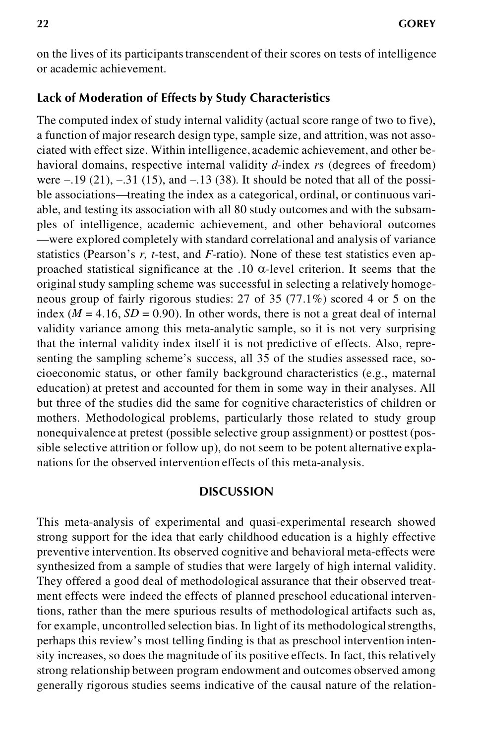on the lives of its participants transcendent of their scores on tests of intelligence or academic achievement.

### Lack of Moderation of Effects by Study Characteristics

The computed index of study internal validity (actual score range of two to five), a function of major research design type, sample size, and attrition, was not associated with effect size. Within intelligence, academic achievement, and other behavioral domains, respective internal validity *d*-index *r*s (degrees of freedom) were –.19 (21), –.31 (15), and –.13 (38). It should be noted that all of the possible associations—treating the index as a categorical, ordinal, or continuous variable, and testing its association with all 80 study outcomes and with the subsamples of intelligence, academic achievement, and other behavioral outcomes—were explored completely with standard correlational and analysis of variance statistics (Pearson's *r*, *t*-test, and *F*-ratio). None of these test statistics even approached statistical significance at the .10 $\alpha$-level criterion. It seems that the original study sampling scheme was successful in selecting a relatively homogeneous group of fairly rigorous studies: 27 of 35 (77.1%) scored 4 or 5 on the index ($M = 4.16$, $SD = 0.90$). In other words, there is not a great deal of internal validity variance among this meta-analytic sample, so it is not very surprising that the internal validity index itself it is not predictive of effects. Also, representing the sampling scheme's success, all 35 of the studies assessed race, socioeconomic status, or other family background characteristics (e.g., maternal education) at pretest and accounted for them in some way in their analyses. All but three of the studies did the same for cognitive characteristics of children or mothers. Methodological problems, particularly those related to study group nonequivalence at pretest (possible selective group assignment) or posttest (possible selective attrition or follow up), do not seem to be potent alternative explanations for the observed intervention effects of this meta-analysis.

## DISCUSSION

This meta-analysis of experimental and quasi-experimental research showed strong support for the idea that early childhood education is a highly effective preventive intervention. Its observed cognitive and behavioral meta-effects were synthesized from a sample of studies that were largely of high internal validity. They offered a good deal of methodological assurance that their observed treatment effects were indeed the effects of planned preschool educational interventions, rather than the mere spurious results of methodological artifacts such as, for example, uncontrolled selection bias. In light of its methodological strengths, perhaps this review's most telling finding is that as preschool intervention intensity increases, so does the magnitude of its positive effects. In fact, this relatively strong relationship between program endowment and outcomes observed among generally rigorous studies seems indicative of the causal nature of the relation-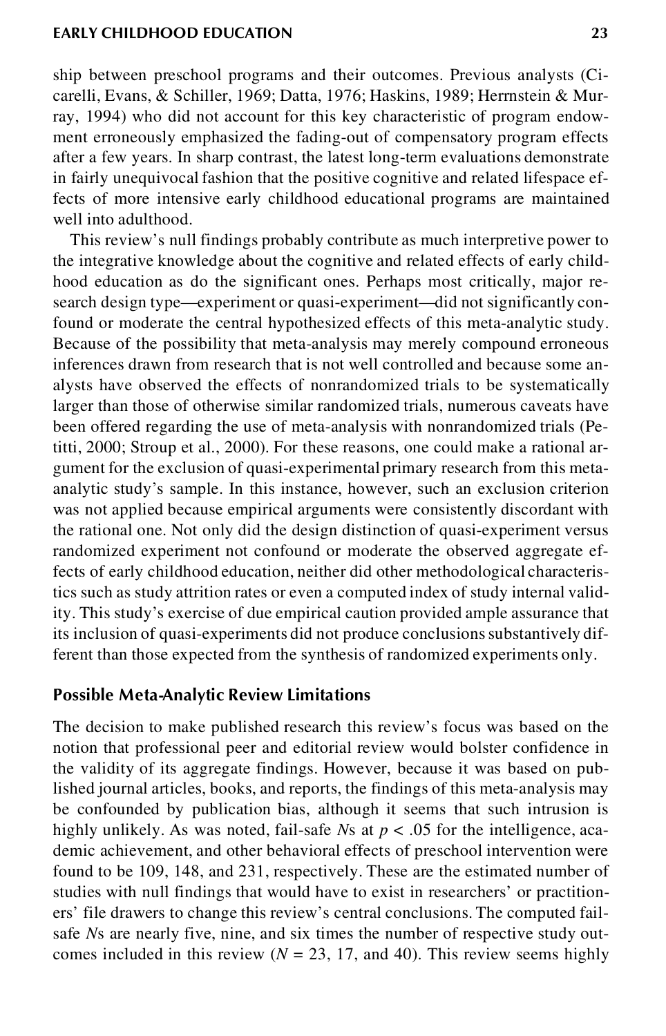ship between preschool programs and their outcomes. Previous analysts (Cicarelli, Evans, & Schiller, 1969; Datta, 1976; Haskins, 1989; Herrnstein & Murray, 1994) who did not account for this key characteristic of program endowment erroneously emphasized the fading-out of compensatory program effects after a few years. In sharp contrast, the latest long-term evaluations demonstrate in fairly unequivocal fashion that the positive cognitive and related lifespace effects of more intensive early childhood educational programs are maintained well into adulthood.

This review's null findings probably contribute as much interpretive power to the integrative knowledge about the cognitive and related effects of early childhood education as do the significant ones. Perhaps most critically, major research design type—experiment or quasi-experiment—did not significantly confound or moderate the central hypothesized effects of this meta-analytic study. Because of the possibility that meta-analysis may merely compound erroneous inferences drawn from research that is not well controlled and because some analysts have observed the effects of nonrandomized trials to be systematically larger than those of otherwise similar randomized trials, numerous caveats have been offered regarding the use of meta-analysis with nonrandomized trials (Petitti, 2000; Stroup et al., 2000). For these reasons, one could make a rational argument for the exclusion of quasi-experimental primary research from this meta-analytic study's sample. In this instance, however, such an exclusion criterion was not applied because empirical arguments were consistently discordant with the rational one. Not only did the design distinction of quasi-experiment versus randomized experiment not confound or moderate the observed aggregate effects of early childhood education, neither did other methodological characteristics such as study attrition rates or even a computed index of study internal validity. This study's exercise of due empirical caution provided ample assurance that its inclusion of quasi-experiments did not produce conclusions substantively different than those expected from the synthesis of randomized experiments only.

## Possible Meta-Analytic Review Limitations

The decision to make published research this review's focus was based on the notion that professional peer and editorial review would bolster confidence in the validity of its aggregate findings. However, because it was based on published journal articles, books, and reports, the findings of this meta-analysis may be confounded by publication bias, although it seems that such intrusion is highly unlikely. As was noted, fail-safe *N*s at $p < .05$ for the intelligence, academic achievement, and other behavioral effects of preschool intervention were found to be 109, 148, and 231, respectively. These are the estimated number of studies with null findings that would have to exist in researchers' or practitioners' file drawers to change this review's central conclusions. The computed fail-safe *N*s are nearly five, nine, and six times the number of respective study outcomes included in this review ($N = 23$, 17, and 40). This review seems highly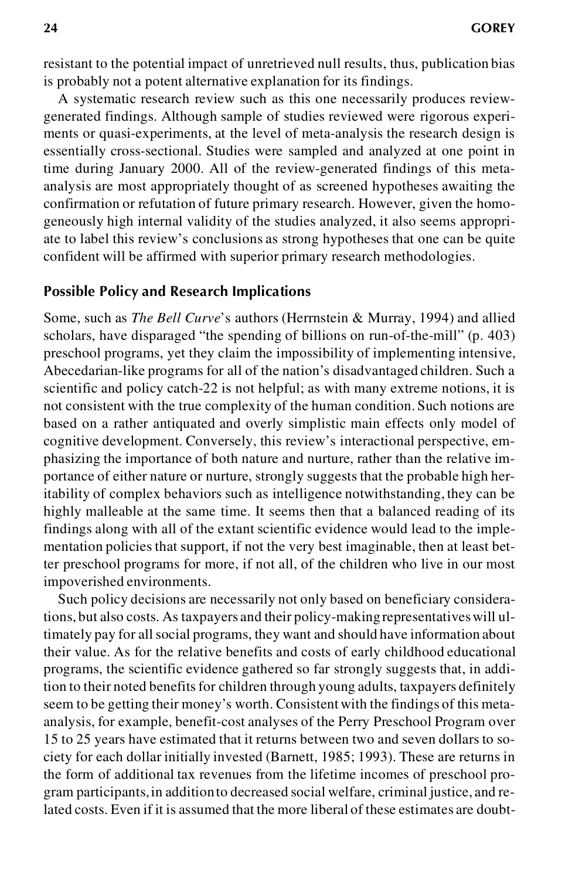resistant to the potential impact of unretrieved null results, thus, publication bias is probably not a potent alternative explanation for its findings.

A systematic research review such as this one necessarily produces review-generated findings. Although sample of studies reviewed were rigorous experiments or quasi-experiments, at the level of meta-analysis the research design is essentially cross-sectional. Studies were sampled and analyzed at one point in time during January 2000. All of the review-generated findings of this meta-analysis are most appropriately thought of as screened hypotheses awaiting the confirmation or refutation of future primary research. However, given the homogeneously high internal validity of the studies analyzed, it also seems appropriate to label this review's conclusions as strong hypotheses that one can be quite confident will be affirmed with superior primary research methodologies.

### Possible Policy and Research Implications

Some, such as *The Bell Curve*'s authors (Herrnstein & Murray, 1994) and allied scholars, have disparaged "the spending of billions on run-of-the-mill" (p. 403) preschool programs, yet they claim the impossibility of implementing intensive, Abecedarian-like programs for all of the nation's disadvantaged children. Such a scientific and policy catch-22 is not helpful; as with many extreme notions, it is not consistent with the true complexity of the human condition. Such notions are based on a rather antiquated and overly simplistic main effects only model of cognitive development. Conversely, this review's interactional perspective, emphasizing the importance of both nature and nurture, rather than the relative importance of either nature or nurture, strongly suggests that the probable high heritability of complex behaviors such as intelligence notwithstanding, they can be highly malleable at the same time. It seems then that a balanced reading of its findings along with all of the extant scientific evidence would lead to the implementation policies that support, if not the very best imaginable, then at least better preschool programs for more, if not all, of the children who live in our most impoverished environments.

Such policy decisions are necessarily not only based on beneficiary considerations, but also costs. As taxpayers and their policy-making representatives will ultimately pay for all social programs, they want and should have information about their value. As for the relative benefits and costs of early childhood educational programs, the scientific evidence gathered so far strongly suggests that, in addition to their noted benefits for children through young adults, taxpayers definitely seem to be getting their money's worth. Consistent with the findings of this meta-analysis, for example, benefit-cost analyses of the Perry Preschool Program over 15 to 25 years have estimated that it returns between two and seven dollars to society for each dollar initially invested (Barnett, 1985; 1993). These are returns in the form of additional tax revenues from the lifetime incomes of preschool program participants, in addition to decreased social welfare, criminal justice, and related costs. Even if it is assumed that the more liberal of these estimates are doubt-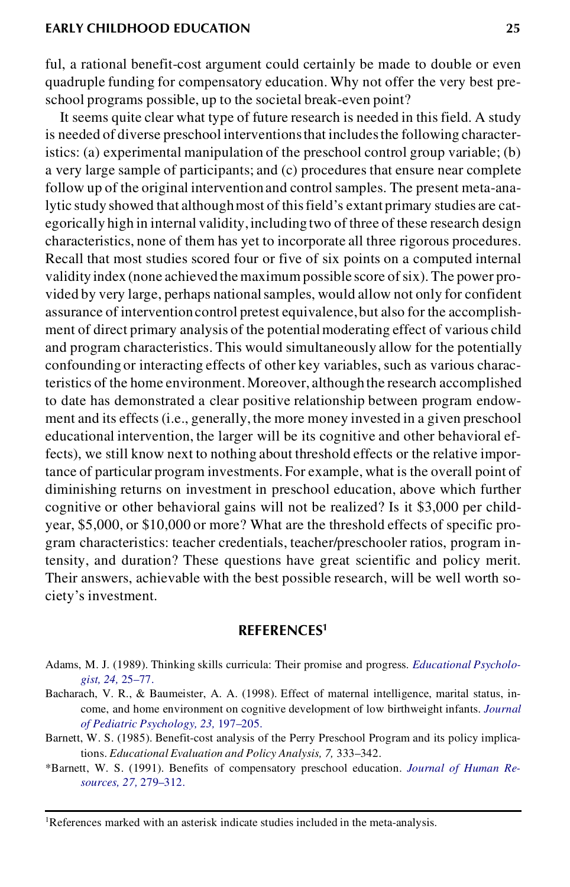ful, a rational benefit-cost argument could certainly be made to double or even quadruple funding for compensatory education. Why not offer the very best preschool programs possible, up to the societal break-even point?

It seems quite clear what type of future research is needed in this field. A study is needed of diverse preschool interventions that includes the following characteristics: (a) experimental manipulation of the preschool control group variable; (b) a very large sample of participants; and (c) procedures that ensure near complete follow up of the original intervention and control samples. The present meta-analytic study showed that although most of this field's extant primary studies are categorically high in internal validity, including two of three of these research design characteristics, none of them has yet to incorporate all three rigorous procedures. Recall that most studies scored four or five of six points on a computed internal validity index (none achieved the maximum possible score of six). The power provided by very large, perhaps national samples, would allow not only for confident assurance of intervention control pretest equivalence, but also for the accomplishment of direct primary analysis of the potential moderating effect of various child and program characteristics. This would simultaneously allow for the potentially confounding or interacting effects of other key variables, such as various characteristics of the home environment. Moreover, although the research accomplished to date has demonstrated a clear positive relationship between program endowment and its effects (i.e., generally, the more money invested in a given preschool educational intervention, the larger will be its cognitive and other behavioral effects), we still know next to nothing about threshold effects or the relative importance of particular program investments. For example, what is the overall point of diminishing returns on investment in preschool education, above which further cognitive or other behavioral gains will not be realized? Is it $3,000 per child-year, $5,000, or $10,000 or more? What are the threshold effects of specific program characteristics: teacher credentials, teacher/preschooler ratios, program intensity, and duration? These questions have great scientific and policy merit. Their answers, achievable with the best possible research, will be well worth society's investment.

## REFERENCES[1]

Adams, M. J. (1989). Thinking skills curricula: Their promise and progress. *Educational Psychologist, 24,* 25–77.

Bacharach, V. R., & Baumeister, A. A. (1998). Effect of maternal intelligence, marital status, income, and home environment on cognitive development of low birthweight infants. *Journal of Pediatric Psychology, 23,* 197–205.

Barnett, W. S. (1985). Benefit-cost analysis of the Perry Preschool Program and its policy implications. *Educational Evaluation and Policy Analysis, 7,* 333–342.

*Barnett, W. S. (1991). Benefits of compensatory preschool education. *Journal of Human Resources, 27,* 279–312.

---

[1]References marked with an asterisk indicate studies included in the meta-analysis.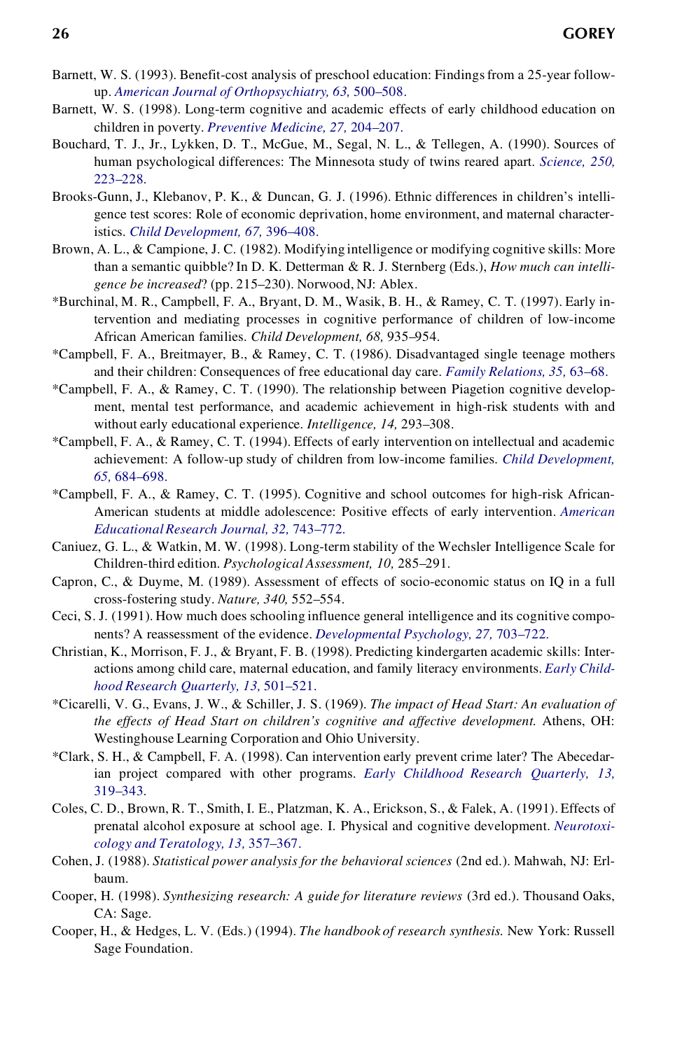Barnett, W. S. (1993). Benefit-cost analysis of preschool education: Findings from a 25-year follow-up. *American Journal of Orthopsychiatry, 63,* 500–508.

Barnett, W. S. (1998). Long-term cognitive and academic effects of early childhood education on children in poverty. *Preventive Medicine, 27,* 204–207.

Bouchard, T. J., Jr., Lykken, D. T., McGue, M., Segal, N. L., & Tellegen, A. (1990). Sources of human psychological differences: The Minnesota study of twins reared apart. *Science, 250,* 223–228.

Brooks-Gunn, J., Klebanov, P. K., & Duncan, G. J. (1996). Ethnic differences in children's intelligence test scores: Role of economic deprivation, home environment, and maternal characteristics. *Child Development, 67,* 396–408.

Brown, A. L., & Campione, J. C. (1982). Modifying intelligence or modifying cognitive skills: More than a semantic quibble? In D. K. Detterman & R. J. Sternberg (Eds.), *How much can intelligence be increased*? (pp. 215–230). Norwood, NJ: Ablex.

*Burchinal, M. R., Campbell, F. A., Bryant, D. M., Wasik, B. H., & Ramey, C. T. (1997). Early intervention and mediating processes in cognitive performance of children of low-income African American families. *Child Development, 68,* 935–954.

*Campbell, F. A., Breitmayer, B., & Ramey, C. T. (1986). Disadvantaged single teenage mothers and their children: Consequences of free educational day care. *Family Relations, 35,* 63–68.

*Campbell, F. A., & Ramey, C. T. (1990). The relationship between Piagetion cognitive development, mental test performance, and academic achievement in high-risk students with and without early educational experience. *Intelligence, 14,* 293–308.

*Campbell, F. A., & Ramey, C. T. (1994). Effects of early intervention on intellectual and academic achievement: A follow-up study of children from low-income families. *Child Development, 65,* 684–698.

*Campbell, F. A., & Ramey, C. T. (1995). Cognitive and school outcomes for high-risk African-American students at middle adolescence: Positive effects of early intervention. *American Educational Research Journal, 32,* 743–772.

Caniuez, G. L., & Watkin, M. W. (1998). Long-term stability of the Wechsler Intelligence Scale for Children-third edition. *Psychological Assessment, 10,* 285–291.

Capron, C., & Duyme, M. (1989). Assessment of effects of socio-economic status on IQ in a full cross-fostering study. *Nature, 340,* 552–554.

Ceci, S. J. (1991). How much does schooling influence general intelligence and its cognitive components? A reassessment of the evidence. *Developmental Psychology, 27,* 703–722.

Christian, K., Morrison, F. J., & Bryant, F. B. (1998). Predicting kindergarten academic skills: Interactions among child care, maternal education, and family literacy environments. *Early Childhood Research Quarterly, 13,* 501–521.

*Cicarelli, V. G., Evans, J. W., & Schiller, J. S. (1969). *The impact of Head Start: An evaluation of the effects of Head Start on children's cognitive and affective development.* Athens, OH: Westinghouse Learning Corporation and Ohio University.

*Clark, S. H., & Campbell, F. A. (1998). Can intervention early prevent crime later? The Abecedarian project compared with other programs. *Early Childhood Research Quarterly, 13,* 319–343.

Coles, C. D., Brown, R. T., Smith, I. E., Platzman, K. A., Erickson, S., & Falek, A. (1991). Effects of prenatal alcohol exposure at school age. I. Physical and cognitive development. *Neurotoxicology and Teratology, 13,* 357–367.

Cohen, J. (1988). *Statistical power analysis for the behavioral sciences* (2nd ed.). Mahwah, NJ: Erlbaum.

Cooper, H. (1998). *Synthesizing research: A guide for literature reviews* (3rd ed.). Thousand Oaks, CA: Sage.

Cooper, H., & Hedges, L. V. (Eds.) (1994). *The handbook of research synthesis.* New York: Russell Sage Foundation.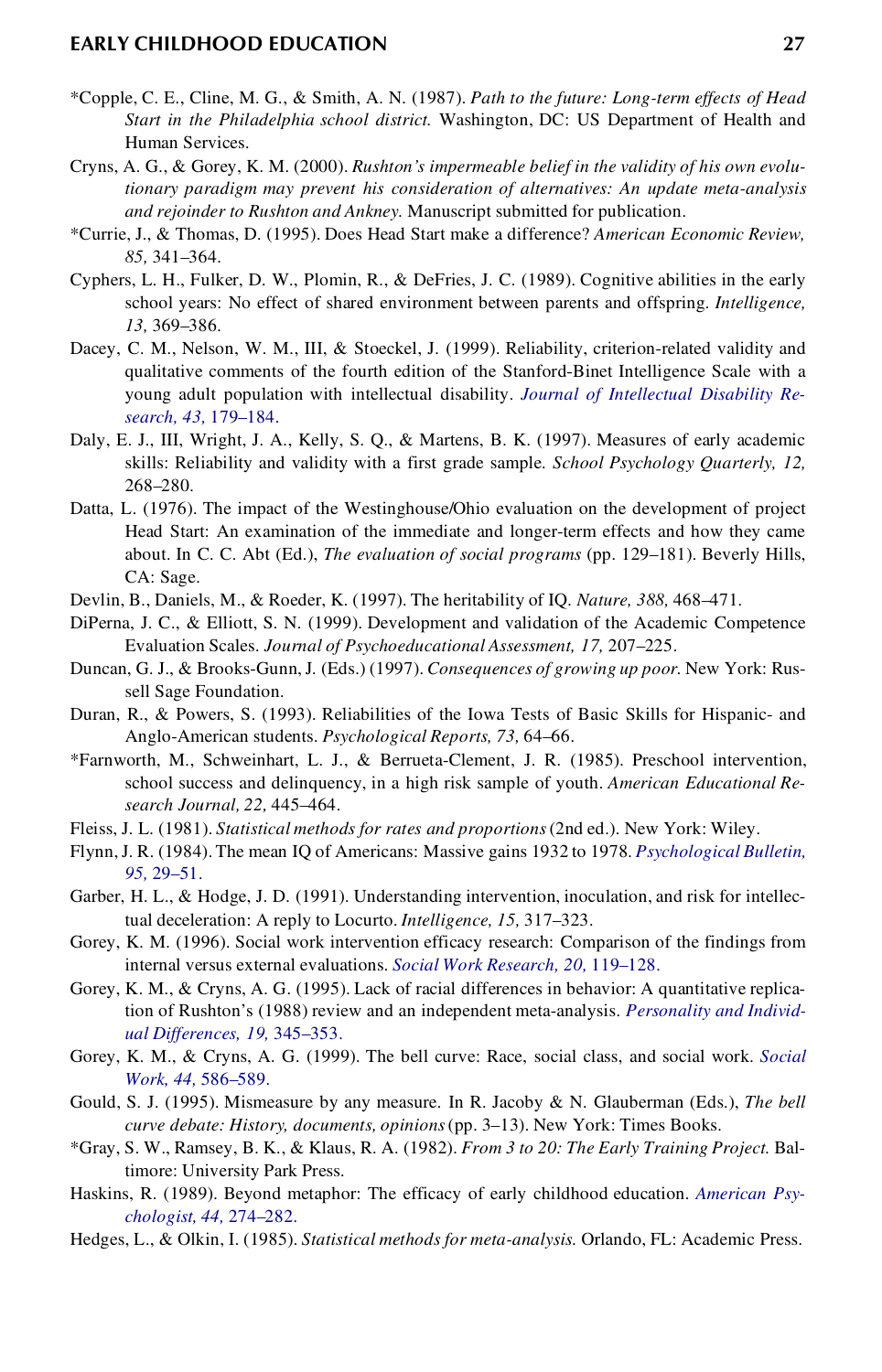*Copple, C. E., Cline, M. G., & Smith, A. N. (1987). *Path to the future: Long-term effects of Head Start in the Philadelphia school district.* Washington, DC: US Department of Health and Human Services.

Cryns, A. G., & Gorey, K. M. (2000). *Rushton's impermeable belief in the validity of his own evolutionary paradigm may prevent his consideration of alternatives: An update meta-analysis and rejoinder to Rushton and Ankney.* Manuscript submitted for publication.

*Currie, J., & Thomas, D. (1995). Does Head Start make a difference? *American Economic Review, 85,* 341–364.

Cyphers, L. H., Fulker, D. W., Plomin, R., & DeFries, J. C. (1989). Cognitive abilities in the early school years: No effect of shared environment between parents and offspring. *Intelligence, 13,* 369–386.

Dacey, C. M., Nelson, W. M., III, & Stoeckel, J. (1999). Reliability, criterion-related validity and qualitative comments of the fourth edition of the Stanford-Binet Intelligence Scale with a young adult population with intellectual disability. *Journal of Intellectual Disability Research, 43,* 179–184.

Daly, E. J., III, Wright, J. A., Kelly, S. Q., & Martens, B. K. (1997). Measures of early academic skills: Reliability and validity with a first grade sample. *School Psychology Quarterly, 12,* 268–280.

Datta, L. (1976). The impact of the Westinghouse/Ohio evaluation on the development of project Head Start: An examination of the immediate and longer-term effects and how they came about. In C. C. Abt (Ed.), *The evaluation of social programs* (pp. 129–181). Beverly Hills, CA: Sage.

Devlin, B., Daniels, M., & Roeder, K. (1997). The heritability of IQ. *Nature, 388,* 468–471.

DiPerna, J. C., & Elliott, S. N. (1999). Development and validation of the Academic Competence Evaluation Scales. *Journal of Psychoeducational Assessment, 17,* 207–225.

Duncan, G. J., & Brooks-Gunn, J. (Eds.) (1997). *Consequences of growing up poor.* New York: Russell Sage Foundation.

Duran, R., & Powers, S. (1993). Reliabilities of the Iowa Tests of Basic Skills for Hispanic- and Anglo-American students. *Psychological Reports, 73,* 64–66.

*Farnworth, M., Schweinhart, L. J., & Berrueta-Clement, J. R. (1985). Preschool intervention, school success and delinquency, in a high risk sample of youth. *American Educational Research Journal, 22,* 445–464.

Fleiss, J. L. (1981). *Statistical methods for rates and proportions* (2nd ed.). New York: Wiley.

Flynn, J. R. (1984). The mean IQ of Americans: Massive gains 1932 to 1978. *Psychological Bulletin, 95,* 29–51.

Garber, H. L., & Hodge, J. D. (1991). Understanding intervention, inoculation, and risk for intellectual deceleration: A reply to Locurto. *Intelligence, 15,* 317–323.

Gorey, K. M. (1996). Social work intervention efficacy research: Comparison of the findings from internal versus external evaluations. *Social Work Research, 20,* 119–128.

Gorey, K. M., & Cryns, A. G. (1995). Lack of racial differences in behavior: A quantitative replication of Rushton's (1988) review and an independent meta-analysis. *Personality and Individual Differences, 19,* 345–353.

Gorey, K. M., & Cryns, A. G. (1999). The bell curve: Race, social class, and social work. *Social Work, 44,* 586–589.

Gould, S. J. (1995). Mismeasure by any measure. In R. Jacoby & N. Glauberman (Eds.), *The bell curve debate: History, documents, opinions* (pp. 3–13). New York: Times Books.

*Gray, S. W., Ramsey, B. K., & Klaus, R. A. (1982). *From 3 to 20: The Early Training Project.* Baltimore: University Park Press.

Haskins, R. (1989). Beyond metaphor: The efficacy of early childhood education. *American Psychologist, 44,* 274–282.

Hedges, L., & Olkin, I. (1985). *Statistical methods for meta-analysis.* Orlando, FL: Academic Press.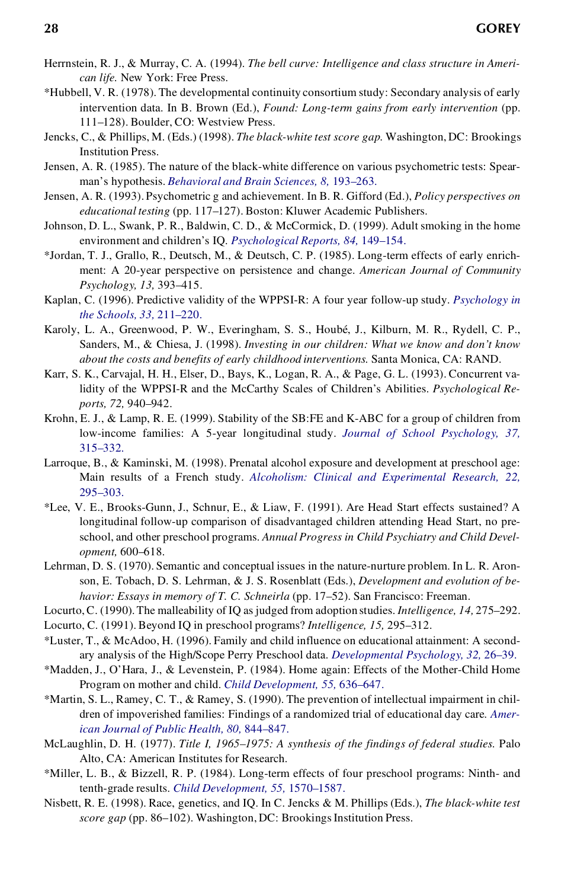Herrnstein, R. J., & Murray, C. A. (1994). *The bell curve: Intelligence and class structure in American life.* New York: Free Press.

*Hubbell, V. R. (1978). The developmental continuity consortium study: Secondary analysis of early intervention data. In B. Brown (Ed.), *Found: Long-term gains from early intervention* (pp. 111–128). Boulder, CO: Westview Press.

Jencks, C., & Phillips, M. (Eds.) (1998). *The black-white test score gap.* Washington, DC: Brookings Institution Press.

Jensen, A. R. (1985). The nature of the black-white difference on various psychometric tests: Spearman's hypothesis. *Behavioral and Brain Sciences, 8,* 193–263.

Jensen, A. R. (1993). Psychometric g and achievement. In B. R. Gifford (Ed.), *Policy perspectives on educational testing* (pp. 117–127). Boston: Kluwer Academic Publishers.

Johnson, D. L., Swank, P. R., Baldwin, C. D., & McCormick, D. (1999). Adult smoking in the home environment and children's IQ. *Psychological Reports, 84,* 149–154.

*Jordan, T. J., Grallo, R., Deutsch, M., & Deutsch, C. P. (1985). Long-term effects of early enrichment: A 20-year perspective on persistence and change. *American Journal of Community Psychology, 13,* 393–415.

Kaplan, C. (1996). Predictive validity of the WPPSI-R: A four year follow-up study. *Psychology in the Schools, 33,* 211–220.

Karoly, L. A., Greenwood, P. W., Everingham, S. S., Houbé, J., Kilburn, M. R., Rydell, C. P., Sanders, M., & Chiesa, J. (1998). *Investing in our children: What we know and don't know about the costs and benefits of early childhood interventions.* Santa Monica, CA: RAND.

Karr, S. K., Carvajal, H. H., Elser, D., Bays, K., Logan, R. A., & Page, G. L. (1993). Concurrent validity of the WPPSI-R and the McCarthy Scales of Children's Abilities. *Psychological Reports, 72,* 940–942.

Krohn, E. J., & Lamp, R. E. (1999). Stability of the SB:FE and K-ABC for a group of children from low-income families: A 5-year longitudinal study. *Journal of School Psychology, 37,* 315–332.

Larroque, B., & Kaminski, M. (1998). Prenatal alcohol exposure and development at preschool age: Main results of a French study. *Alcoholism: Clinical and Experimental Research, 22,* 295–303.

*Lee, V. E., Brooks-Gunn, J., Schnur, E., & Liaw, F. (1991). Are Head Start effects sustained? A longitudinal follow-up comparison of disadvantaged children attending Head Start, no preschool, and other preschool programs. *Annual Progress in Child Psychiatry and Child Development,* 600–618.

Lehrman, D. S. (1970). Semantic and conceptual issues in the nature-nurture problem. In L. R. Aronson, E. Tobach, D. S. Lehrman, & J. S. Rosenblatt (Eds.), *Development and evolution of behavior: Essays in memory of T. C. Schneirla* (pp. 17–52). San Francisco: Freeman.

Locurto, C. (1990). The malleability of IQ as judged from adoption studies. *Intelligence, 14,* 275–292.

Locurto, C. (1991). Beyond IQ in preschool programs? *Intelligence, 15,* 295–312.

*Luster, T., & McAdoo, H. (1996). Family and child influence on educational attainment: A secondary analysis of the High/Scope Perry Preschool data. *Developmental Psychology, 32,* 26–39.

*Madden, J., O'Hara, J., & Levenstein, P. (1984). Home again: Effects of the Mother-Child Home Program on mother and child. *Child Development, 55,* 636–647.

*Martin, S. L., Ramey, C. T., & Ramey, S. (1990). The prevention of intellectual impairment in children of impoverished families: Findings of a randomized trial of educational day care. *American Journal of Public Health, 80,* 844–847.

McLaughlin, D. H. (1977). *Title I, 1965–1975: A synthesis of the findings of federal studies.* Palo Alto, CA: American Institutes for Research.

*Miller, L. B., & Bizzell, R. P. (1984). Long-term effects of four preschool programs: Ninth- and tenth-grade results. *Child Development, 55,* 1570–1587.

Nisbett, R. E. (1998). Race, genetics, and IQ. In C. Jencks & M. Phillips (Eds.), *The black-white test score gap* (pp. 86–102). Washington, DC: Brookings Institution Press.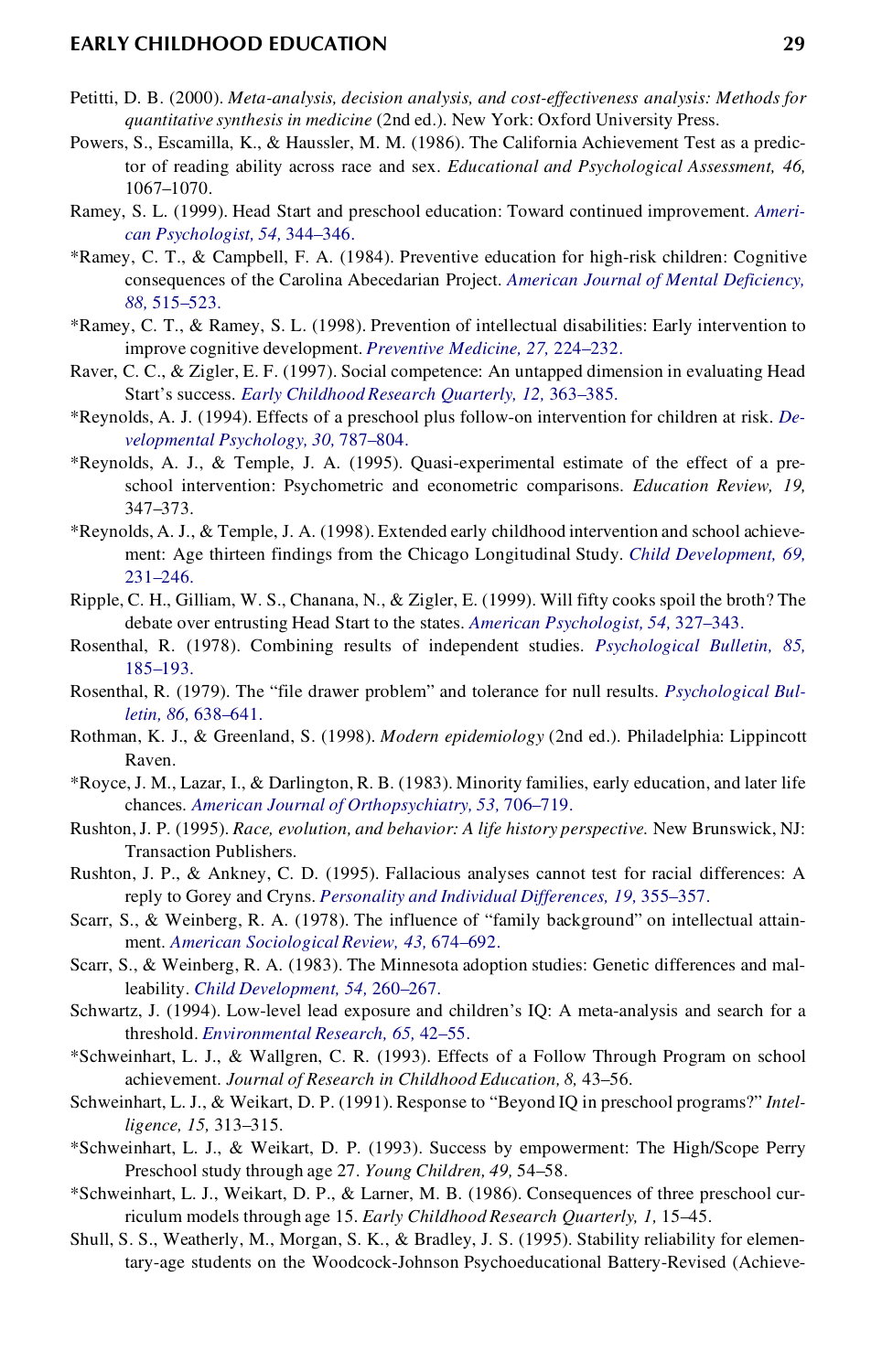Petitti, D. B. (2000). *Meta-analysis, decision analysis, and cost-effectiveness analysis: Methods for quantitative synthesis in medicine* (2nd ed.). New York: Oxford University Press.

Powers, S., Escamilla, K., & Haussler, M. M. (1986). The California Achievement Test as a predictor of reading ability across race and sex. *Educational and Psychological Assessment, 46,* 1067–1070.

Ramey, S. L. (1999). Head Start and preschool education: Toward continued improvement. *American Psychologist, 54,* 344–346.

*Ramey, C. T., & Campbell, F. A. (1984). Preventive education for high-risk children: Cognitive consequences of the Carolina Abecedarian Project. *American Journal of Mental Deficiency, 88,* 515–523.

*Ramey, C. T., & Ramey, S. L. (1998). Prevention of intellectual disabilities: Early intervention to improve cognitive development. *Preventive Medicine, 27,* 224–232.

Raver, C. C., & Zigler, E. F. (1997). Social competence: An untapped dimension in evaluating Head Start's success. *Early Childhood Research Quarterly, 12,* 363–385.

*Reynolds, A. J. (1994). Effects of a preschool plus follow-on intervention for children at risk. *Developmental Psychology, 30,* 787–804.

*Reynolds, A. J., & Temple, J. A. (1995). Quasi-experimental estimate of the effect of a preschool intervention: Psychometric and econometric comparisons. *Education Review, 19,* 347–373.

*Reynolds, A. J., & Temple, J. A. (1998). Extended early childhood intervention and school achievement: Age thirteen findings from the Chicago Longitudinal Study. *Child Development, 69,* 231–246.

Ripple, C. H., Gilliam, W. S., Chanana, N., & Zigler, E. (1999). Will fifty cooks spoil the broth? The debate over entrusting Head Start to the states. *American Psychologist, 54,* 327–343.

Rosenthal, R. (1978). Combining results of independent studies. *Psychological Bulletin, 85,* 185–193.

Rosenthal, R. (1979). The "file drawer problem" and tolerance for null results. *Psychological Bulletin, 86,* 638–641.

Rothman, K. J., & Greenland, S. (1998). *Modern epidemiology* (2nd ed.). Philadelphia: Lippincott Raven.

*Royce, J. M., Lazar, I., & Darlington, R. B. (1983). Minority families, early education, and later life chances. *American Journal of Orthopsychiatry, 53,* 706–719.

Rushton, J. P. (1995). *Race, evolution, and behavior: A life history perspective.* New Brunswick, NJ: Transaction Publishers.

Rushton, J. P., & Ankney, C. D. (1995). Fallacious analyses cannot test for racial differences: A reply to Gorey and Cryns. *Personality and Individual Differences, 19,* 355–357.

Scarr, S., & Weinberg, R. A. (1978). The influence of "family background" on intellectual attainment. *American Sociological Review, 43,* 674–692.

Scarr, S., & Weinberg, R. A. (1983). The Minnesota adoption studies: Genetic differences and malleability. *Child Development, 54,* 260–267.

Schwartz, J. (1994). Low-level lead exposure and children's IQ: A meta-analysis and search for a threshold. *Environmental Research, 65,* 42–55.

*Schweinhart, L. J., & Wallgren, C. R. (1993). Effects of a Follow Through Program on school achievement. *Journal of Research in Childhood Education, 8,* 43–56.

Schweinhart, L. J., & Weikart, D. P. (1991). Response to "Beyond IQ in preschool programs?" *Intelligence, 15,* 313–315.

*Schweinhart, L. J., & Weikart, D. P. (1993). Success by empowerment: The High/Scope Perry Preschool study through age 27. *Young Children, 49,* 54–58.

*Schweinhart, L. J., Weikart, D. P., & Larner, M. B. (1986). Consequences of three preschool curriculum models through age 15. *Early Childhood Research Quarterly, 1,* 15–45.

Shull, S. S., Weatherly, M., Morgan, S. K., & Bradley, J. S. (1995). Stability reliability for elementary-age students on the Woodcock-Johnson Psychoeducational Battery-Revised (Achieve-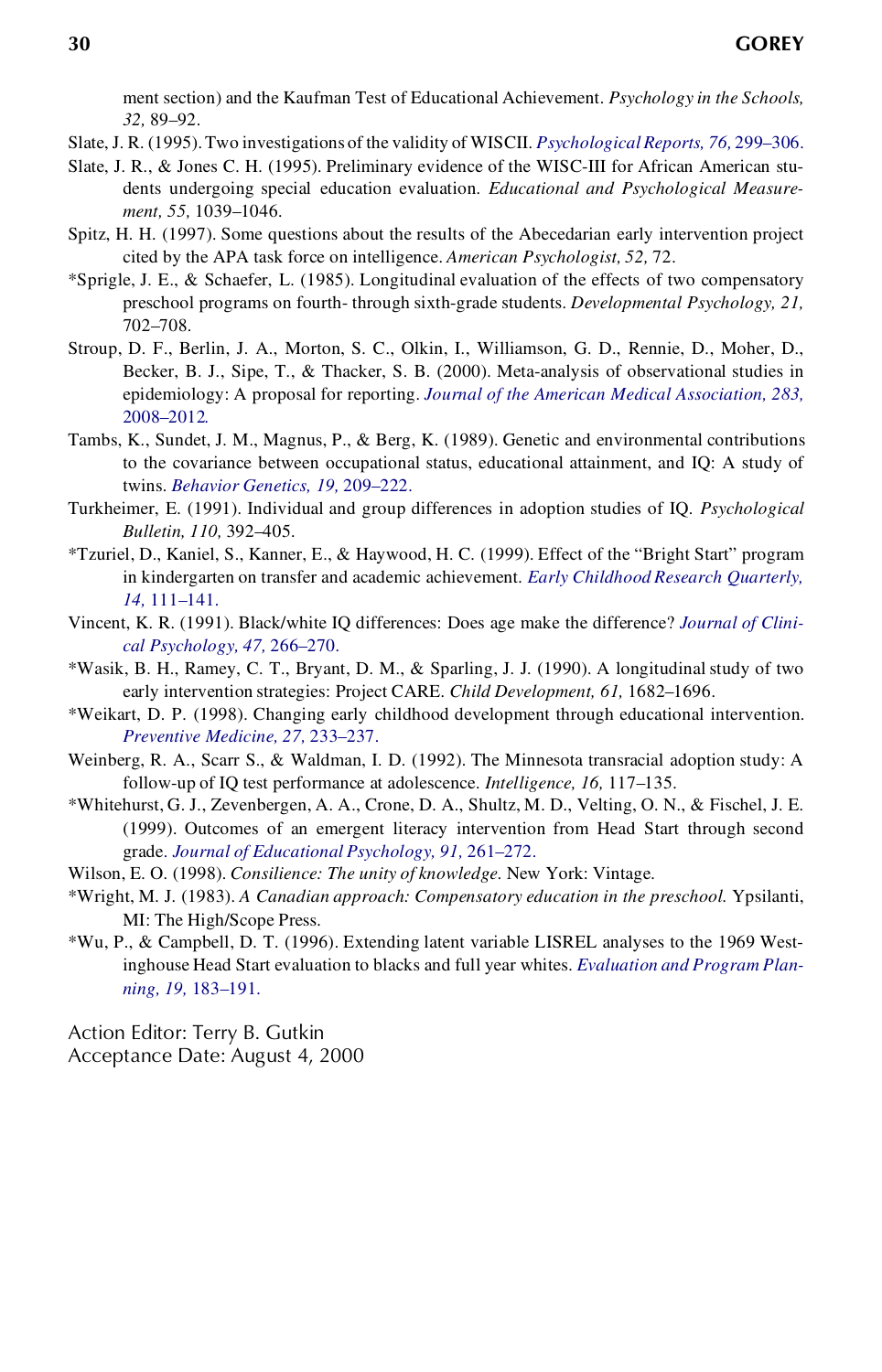ment section) and the Kaufman Test of Educational Achievement. *Psychology in the Schools, 32,* 89–92.

Slate, J. R. (1995). Two investigations of the validity of WISCII. *Psychological Reports, 76,* 299–306.

Slate, J. R., & Jones C. H. (1995). Preliminary evidence of the WISC-III for African American students undergoing special education evaluation. *Educational and Psychological Measurement, 55,* 1039–1046.

Spitz, H. H. (1997). Some questions about the results of the Abecedarian early intervention project cited by the APA task force on intelligence. *American Psychologist, 52,* 72.

*Sprigle, J. E., & Schaefer, L. (1985). Longitudinal evaluation of the effects of two compensatory preschool programs on fourth- through sixth-grade students. *Developmental Psychology, 21,* 702–708.

Stroup, D. F., Berlin, J. A., Morton, S. C., Olkin, I., Williamson, G. D., Rennie, D., Moher, D., Becker, B. J., Sipe, T., & Thacker, S. B. (2000). Meta-analysis of observational studies in epidemiology: A proposal for reporting. *Journal of the American Medical Association, 283,* 2008–2012.

Tambs, K., Sundet, J. M., Magnus, P., & Berg, K. (1989). Genetic and environmental contributions to the covariance between occupational status, educational attainment, and IQ: A study of twins. *Behavior Genetics, 19,* 209–222.

Turkheimer, E. (1991). Individual and group differences in adoption studies of IQ. *Psychological Bulletin, 110,* 392–405.

*Tzuriel, D., Kaniel, S., Kanner, E., & Haywood, H. C. (1999). Effect of the "Bright Start" program in kindergarten on transfer and academic achievement. *Early Childhood Research Quarterly, 14,* 111–141.

Vincent, K. R. (1991). Black/white IQ differences: Does age make the difference? *Journal of Clinical Psychology, 47,* 266–270.

*Wasik, B. H., Ramey, C. T., Bryant, D. M., & Sparling, J. J. (1990). A longitudinal study of two early intervention strategies: Project CARE. *Child Development, 61,* 1682–1696.

*Weikart, D. P. (1998). Changing early childhood development through educational intervention. *Preventive Medicine, 27,* 233–237.

Weinberg, R. A., Scarr S., & Waldman, I. D. (1992). The Minnesota transracial adoption study: A follow-up of IQ test performance at adolescence. *Intelligence, 16,* 117–135.

*Whitehurst, G. J., Zevenbergen, A. A., Crone, D. A., Shultz, M. D., Velting, O. N., & Fischel, J. E. (1999). Outcomes of an emergent literacy intervention from Head Start through second grade. *Journal of Educational Psychology, 91,* 261–272.

Wilson, E. O. (1998). *Consilience: The unity of knowledge.* New York: Vintage.

*Wright, M. J. (1983). *A Canadian approach: Compensatory education in the preschool.* Ypsilanti, MI: The High/Scope Press.

*Wu, P., & Campbell, D. T. (1996). Extending latent variable LISREL analyses to the 1969 Westinghouse Head Start evaluation to blacks and full year whites. *Evaluation and Program Planning, 19,* 183–191.

Action Editor: Terry B. Gutkin
Acceptance Date: August 4, 2000